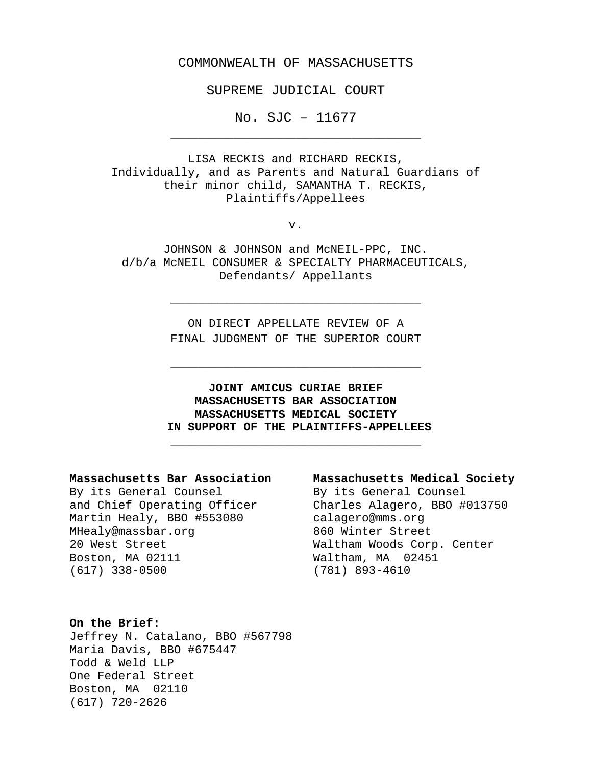COMMONWEALTH OF MASSACHUSETTS

SUPREME JUDICIAL COURT

No. SJC – 11677

---

LISA RECKIS and RICHARD RECKIS,
Individually, and as Parents and Natural Guardians of
their minor child, SAMANTHA T. RECKIS,
Plaintiffs/Appellees

v.

JOHNSON & JOHNSON and McNEIL-PPC, INC.
d/b/a McNEIL CONSUMER & SPECIALTY PHARMACEUTICALS,
Defendants/ Appellants

---

ON DIRECT APPELLATE REVIEW OF A
FINAL JUDGMENT OF THE SUPERIOR COURT

---

**JOINT AMICUS CURIAE BRIEF**
**MASSACHUSETTS BAR ASSOCIATION**
**MASSACHUSETTS MEDICAL SOCIETY**
**IN SUPPORT OF THE PLAINTIFFS-APPELLEES**

---

**Massachusetts Bar Association**
By its General Counsel
and Chief Operating Officer
Martin Healy, BBO #553080
MHealy@massbar.org
20 West Street
Boston, MA 02111
(617) 338-0500

**Massachusetts Medical Society**
By its General Counsel
Charles Alagero, BBO #013750
calagero@mms.org
860 Winter Street
Waltham Woods Corp. Center
Waltham, MA 02451
(781) 893-4610

**On the Brief:**
Jeffrey N. Catalano, BBO #567798
Maria Davis, BBO #675447
Todd & Weld LLP
One Federal Street
Boston, MA 02110
(617) 720-2626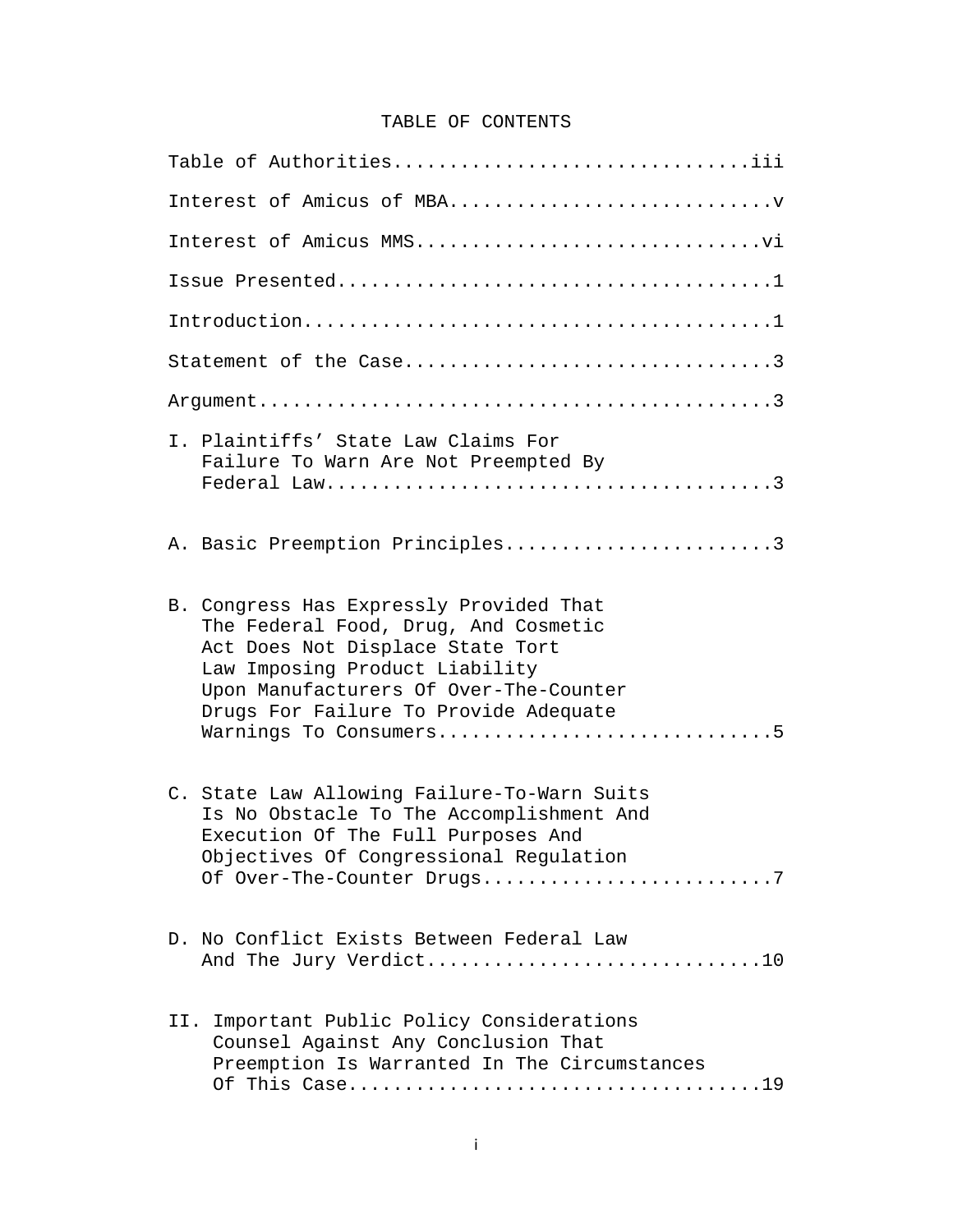# TABLE OF CONTENTS

Table of Authorities...............................iii

Interest of Amicus of MBA.............................v

Interest of Amicus MMS..............................vi

Issue Presented.......................................1

Introduction..........................................1

Statement of the Case.................................3

Argument..............................................3

I. Plaintiffs' State Law Claims For Failure To Warn Are Not Preempted By Federal Law.......................................3

A. Basic Preemption Principles........................3

B. Congress Has Expressly Provided That The Federal Food, Drug, And Cosmetic Act Does Not Displace State Tort Law Imposing Product Liability Upon Manufacturers Of Over-The-Counter Drugs For Failure To Provide Adequate Warnings To Consumers.............................5

C. State Law Allowing Failure-To-Warn Suits Is No Obstacle To The Accomplishment And Execution Of The Full Purposes And Objectives Of Congressional Regulation Of Over-The-Counter Drugs.........................7

D. No Conflict Exists Between Federal Law And The Jury Verdict.............................10

II. Important Public Policy Considerations Counsel Against Any Conclusion That Preemption Is Warranted In The Circumstances Of This Case...................................19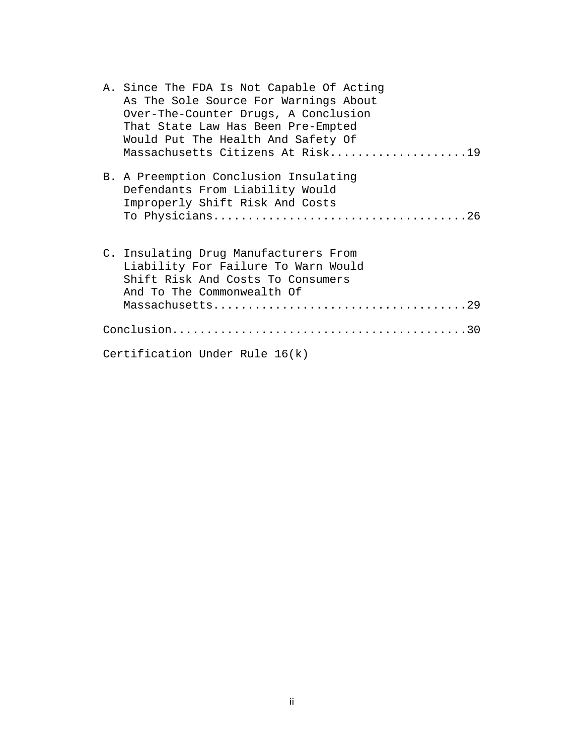A. Since The FDA Is Not Capable Of Acting As The Sole Source For Warnings About Over-The-Counter Drugs, A Conclusion That State Law Has Been Pre-Empted Would Put The Health And Safety Of Massachusetts Citizens At Risk....................19

B. A Preemption Conclusion Insulating Defendants From Liability Would Improperly Shift Risk And Costs To Physicians....................................26

C. Insulating Drug Manufacturers From Liability For Failure To Warn Would Shift Risk And Costs To Consumers And To The Commonwealth Of Massachusetts....................................29

Conclusion..........................................30

Certification Under Rule 16(k)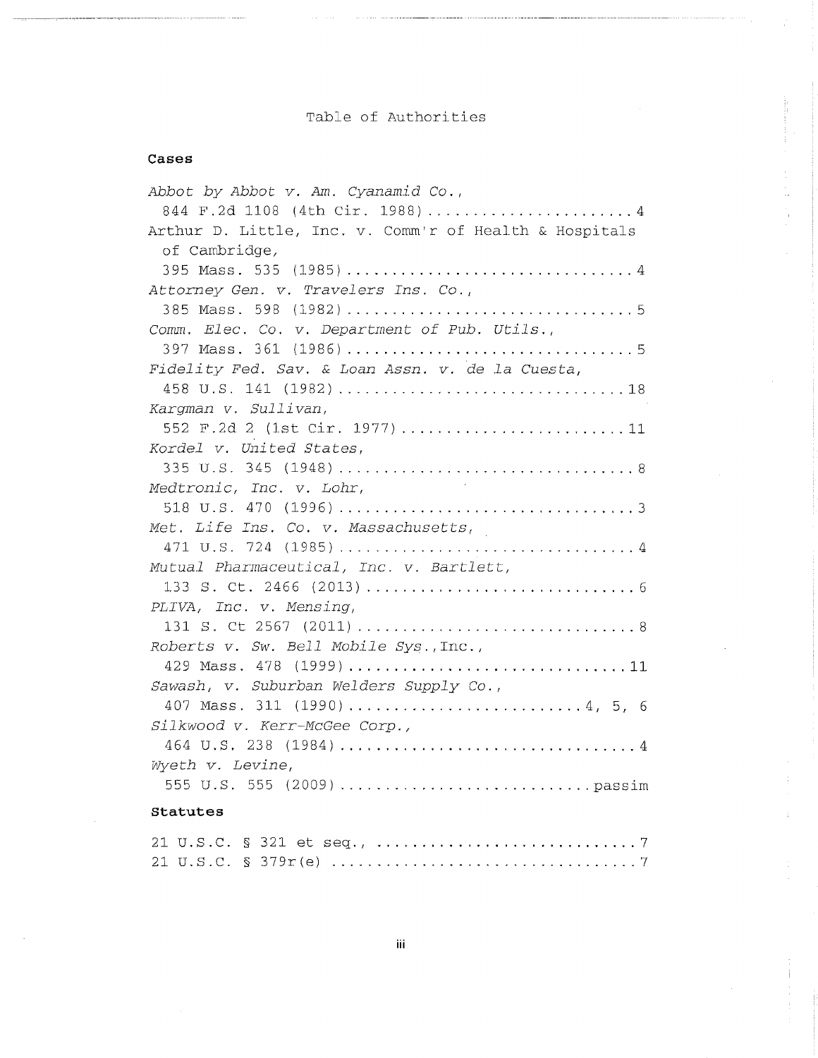# Table of Authorities

## Cases

*Abbot by Abbot v. Am. Cyanamid Co.*,
844 F.2d 1108 (4th Cir. 1988) . . . . . . . . . . . . . . . . . . . . . . 4

Arthur D. Little, Inc. v. Comm'r of Health & Hospitals of Cambridge,
395 Mass. 535 (1985) . . . . . . . . . . . . . . . . . . . . . . . . . . . . . . . 4

*Attorney Gen. v. Travelers Ins. Co.*,
385 Mass. 598 (1982) . . . . . . . . . . . . . . . . . . . . . . . . . . . . . . . 5

*Comm. Elec. Co. v. Department of Pub. Utils.*,
397 Mass. 361 (1986) . . . . . . . . . . . . . . . . . . . . . . . . . . . . . . . 5

*Fidelity Fed. Sav. & Loan Assn. v. de la Cuesta*,
458 U.S. 141 (1982) . . . . . . . . . . . . . . . . . . . . . . . . . . . . . . . . 18

*Kargman v. Sullivan*,
552 F.2d 2 (1st Cir. 1977) . . . . . . . . . . . . . . . . . . . . . . . . . 11

*Kordel v. United States*,
335 U.S. 345 (1948) . . . . . . . . . . . . . . . . . . . . . . . . . . . . . . . . 8

*Medtronic, Inc. v. Lohr*,
518 U.S. 470 (1996) . . . . . . . . . . . . . . . . . . . . . . . . . . . . . . . . 3

*Met. Life Ins. Co. v. Massachusetts*,
471 U.S. 724 (1985) . . . . . . . . . . . . . . . . . . . . . . . . . . . . . . . . 4

*Mutual Pharmaceutical, Inc. v. Bartlett*,
133 S. Ct. 2466 (2013) . . . . . . . . . . . . . . . . . . . . . . . . . . . . . 6

*PLIVA, Inc. v. Mensing*,
131 S. Ct 2567 (2011) . . . . . . . . . . . . . . . . . . . . . . . . . . . . . . 8

*Roberts v. Sw. Bell Mobile Sys.*, Inc.,
429 Mass. 478 (1999) . . . . . . . . . . . . . . . . . . . . . . . . . . . . . . 11

*Sawash, v. Suburban Welders Supply Co.*,
407 Mass. 311 (1990) . . . . . . . . . . . . . . . . . . . . . . . . . . 4, 5, 6

*Silkwood v. Kerr-McGee Corp.*,
464 U.S. 238 (1984) . . . . . . . . . . . . . . . . . . . . . . . . . . . . . . . . 4

*Wyeth v. Levine*,
555 U.S. 555 (2009) . . . . . . . . . . . . . . . . . . . . . . . . . . . . passim

## Statutes

21 U.S.C. § 321 et seq., . . . . . . . . . . . . . . . . . . . . . . . . . . . . . 7

21 U.S.C. § 379r(e) . . . . . . . . . . . . . . . . . . . . . . . . . . . . . . . . . 7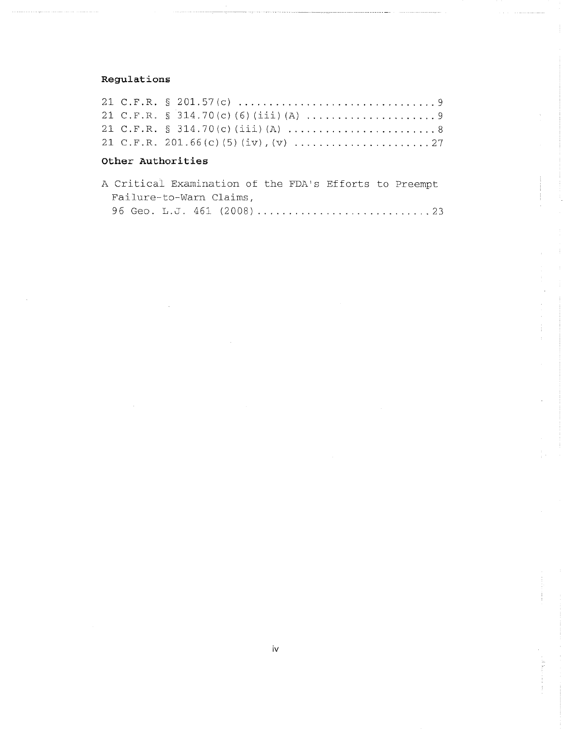**Regulations**

21 C.F.R. § 201.57(c) ................................9
21 C.F.R. § 314.70(c)(6)(iii)(A) ....................9
21 C.F.R. § 314.70(c)(iii)(A) .......................8
21 C.F.R. 201.66(c)(5)(iv),(v) ......................27

**Other Authorities**

A Critical Examination of the FDA's Efforts to Preempt Failure-to-Warn Claims,
96 Geo. L.J. 461 (2008) ............................23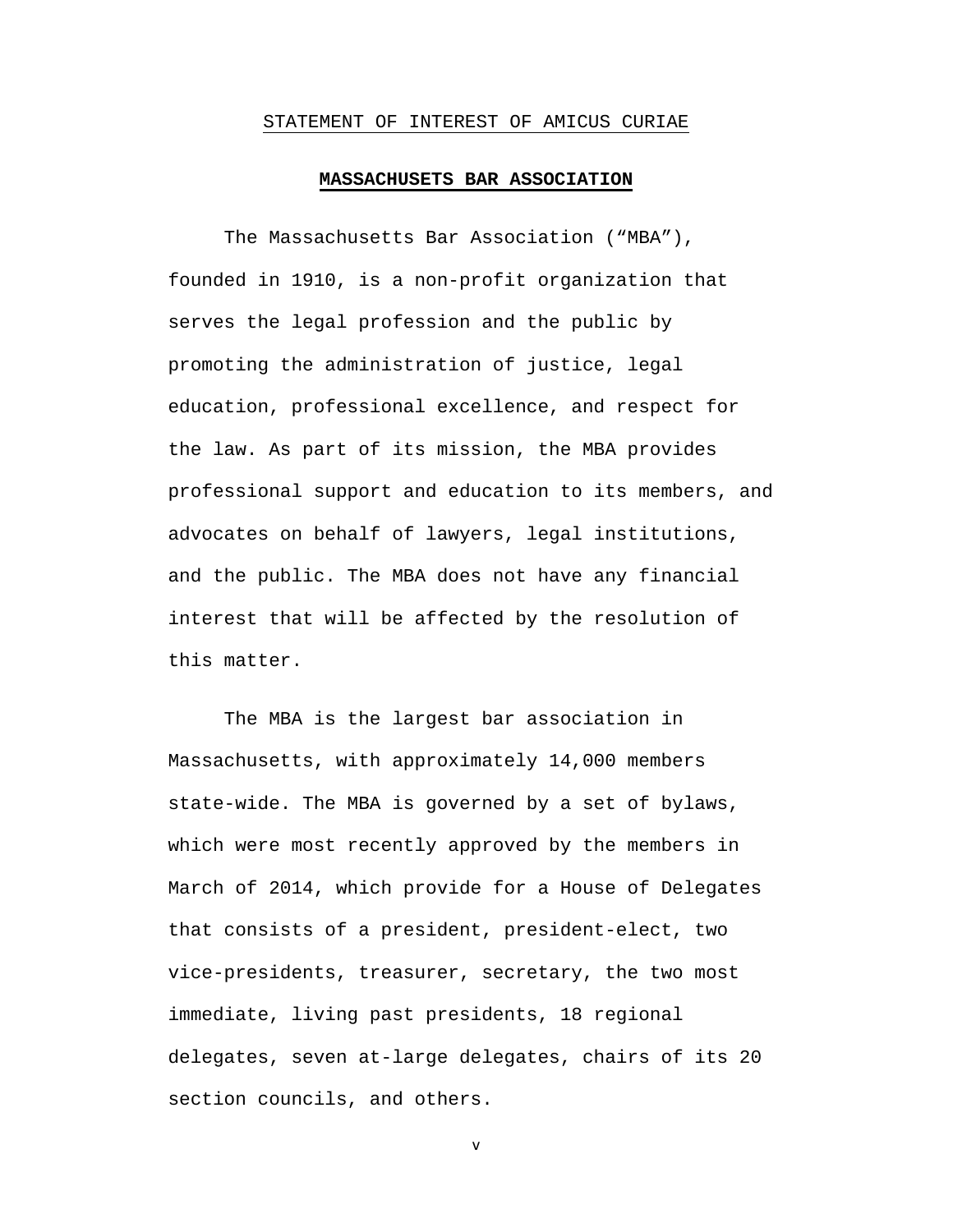STATEMENT OF INTEREST OF AMICUS CURIAE

## **MASSACHUSETS BAR ASSOCIATION**

The Massachusetts Bar Association ("MBA"), founded in 1910, is a non-profit organization that serves the legal profession and the public by promoting the administration of justice, legal education, professional excellence, and respect for the law. As part of its mission, the MBA provides professional support and education to its members, and advocates on behalf of lawyers, legal institutions, and the public. The MBA does not have any financial interest that will be affected by the resolution of this matter.

The MBA is the largest bar association in Massachusetts, with approximately 14,000 members state-wide. The MBA is governed by a set of bylaws, which were most recently approved by the members in March of 2014, which provide for a House of Delegates that consists of a president, president-elect, two vice-presidents, treasurer, secretary, the two most immediate, living past presidents, 18 regional delegates, seven at-large delegates, chairs of its 20 section councils, and others.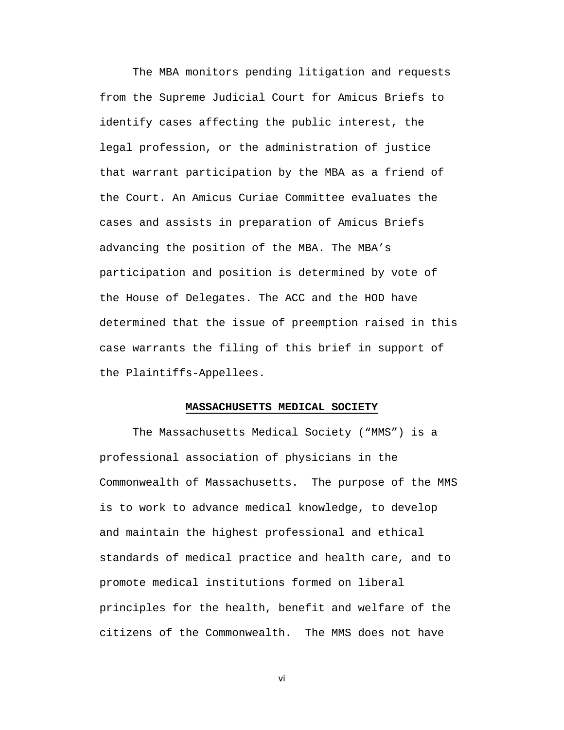The MBA monitors pending litigation and requests from the Supreme Judicial Court for Amicus Briefs to identify cases affecting the public interest, the legal profession, or the administration of justice that warrant participation by the MBA as a friend of the Court. An Amicus Curiae Committee evaluates the cases and assists in preparation of Amicus Briefs advancing the position of the MBA. The MBA's participation and position is determined by vote of the House of Delegates. The ACC and the HOD have determined that the issue of preemption raised in this case warrants the filing of this brief in support of the Plaintiffs-Appellees.

## MASSACHUSETTS MEDICAL SOCIETY

The Massachusetts Medical Society ("MMS") is a professional association of physicians in the Commonwealth of Massachusetts. The purpose of the MMS is to work to advance medical knowledge, to develop and maintain the highest professional and ethical standards of medical practice and health care, and to promote medical institutions formed on liberal principles for the health, benefit and welfare of the citizens of the Commonwealth. The MMS does not have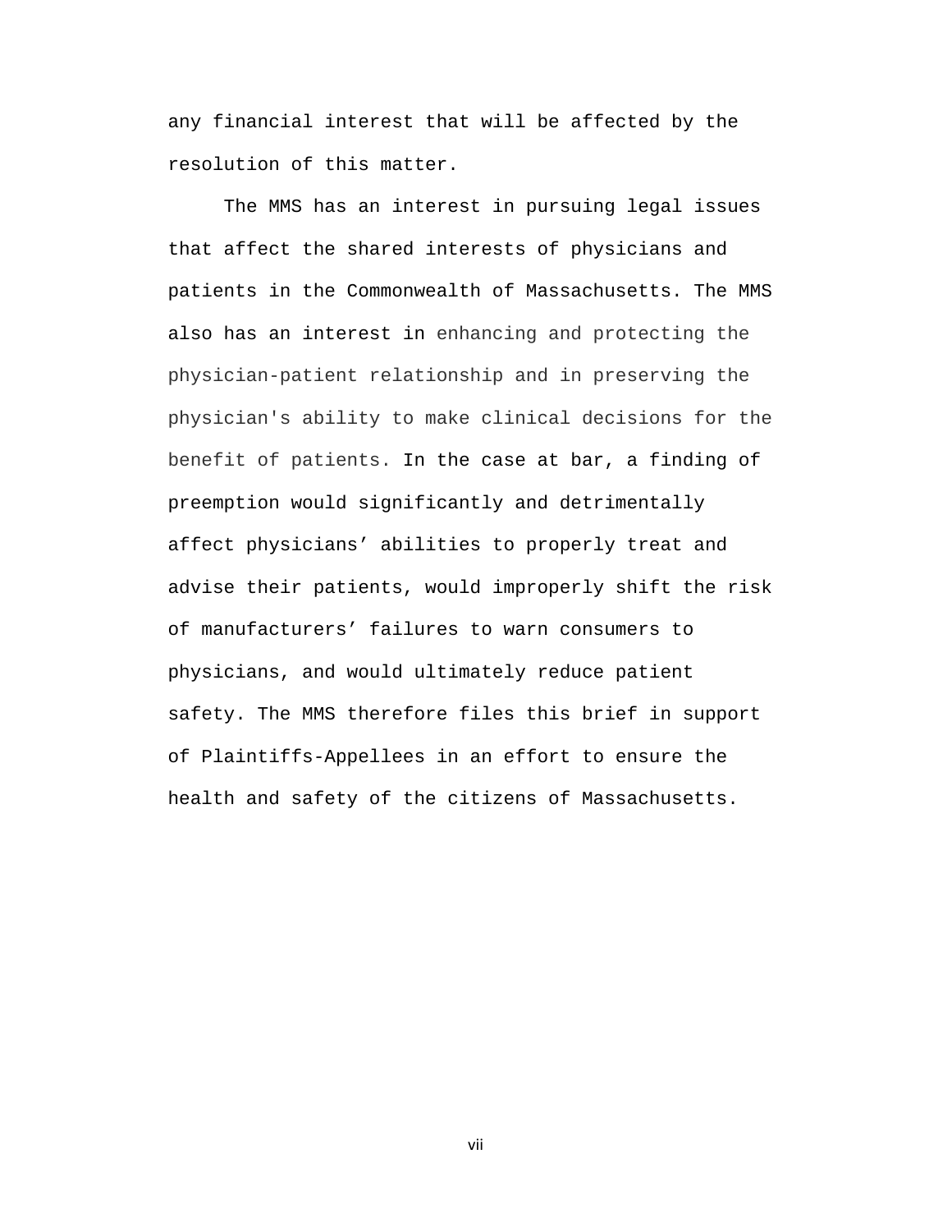any financial interest that will be affected by the resolution of this matter.

The MMS has an interest in pursuing legal issues that affect the shared interests of physicians and patients in the Commonwealth of Massachusetts. The MMS also has an interest in enhancing and protecting the physician-patient relationship and in preserving the physician's ability to make clinical decisions for the benefit of patients. In the case at bar, a finding of preemption would significantly and detrimentally affect physicians' abilities to properly treat and advise their patients, would improperly shift the risk of manufacturers' failures to warn consumers to physicians, and would ultimately reduce patient safety. The MMS therefore files this brief in support of Plaintiffs-Appellees in an effort to ensure the health and safety of the citizens of Massachusetts.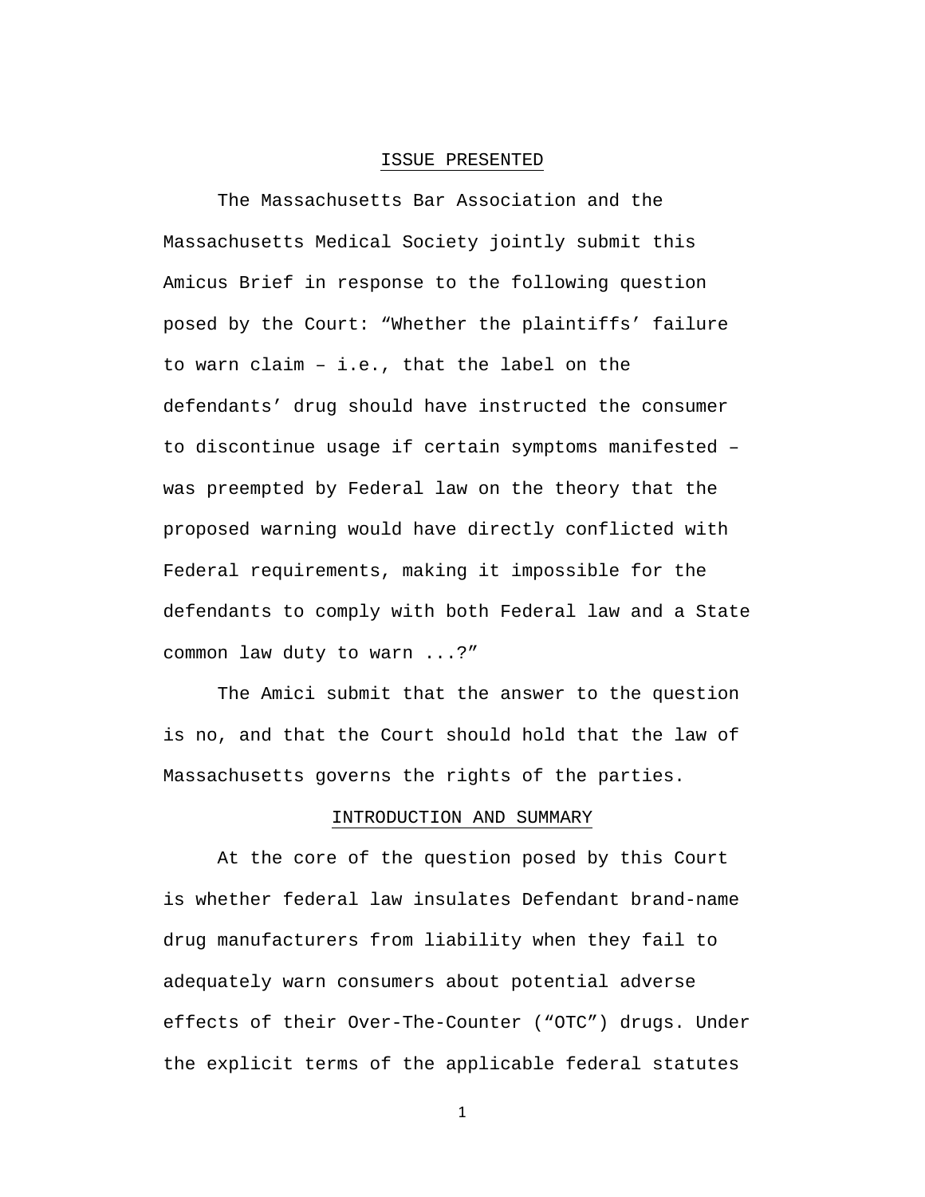## ISSUE PRESENTED

The Massachusetts Bar Association and the Massachusetts Medical Society jointly submit this Amicus Brief in response to the following question posed by the Court: "Whether the plaintiffs' failure to warn claim – i.e., that the label on the defendants' drug should have instructed the consumer to discontinue usage if certain symptoms manifested – was preempted by Federal law on the theory that the proposed warning would have directly conflicted with Federal requirements, making it impossible for the defendants to comply with both Federal law and a State common law duty to warn ...?"

The Amici submit that the answer to the question is no, and that the Court should hold that the law of Massachusetts governs the rights of the parties.

## INTRODUCTION AND SUMMARY

At the core of the question posed by this Court is whether federal law insulates Defendant brand-name drug manufacturers from liability when they fail to adequately warn consumers about potential adverse effects of their Over-The-Counter ("OTC") drugs. Under the explicit terms of the applicable federal statutes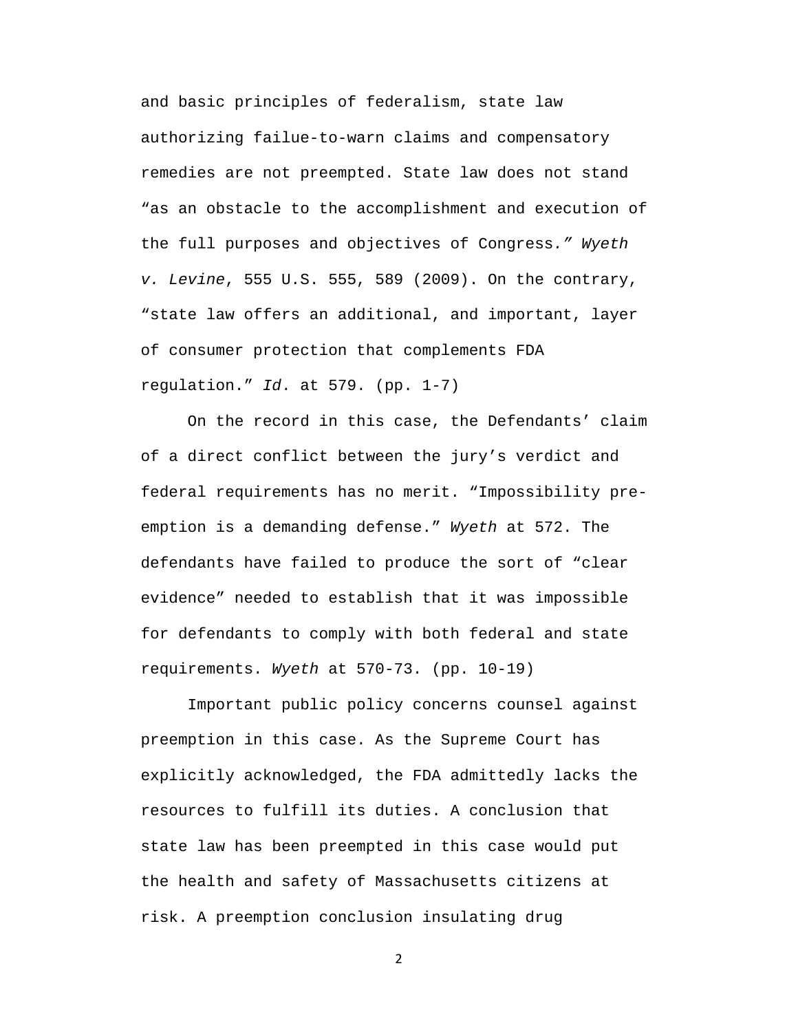and basic principles of federalism, state law authorizing failue-to-warn claims and compensatory remedies are not preempted. State law does not stand "as an obstacle to the accomplishment and execution of the full purposes and objectives of Congress." *Wyeth v. Levine*, 555 U.S. 555, 589 (2009). On the contrary, "state law offers an additional, and important, layer of consumer protection that complements FDA regulation." *Id*. at 579. (pp. 1-7)

On the record in this case, the Defendants' claim of a direct conflict between the jury's verdict and federal requirements has no merit. "Impossibility pre-emption is a demanding defense." *Wyeth* at 572. The defendants have failed to produce the sort of "clear evidence" needed to establish that it was impossible for defendants to comply with both federal and state requirements. *Wyeth* at 570-73. (pp. 10-19)

Important public policy concerns counsel against preemption in this case. As the Supreme Court has explicitly acknowledged, the FDA admittedly lacks the resources to fulfill its duties. A conclusion that state law has been preempted in this case would put the health and safety of Massachusetts citizens at risk. A preemption conclusion insulating drug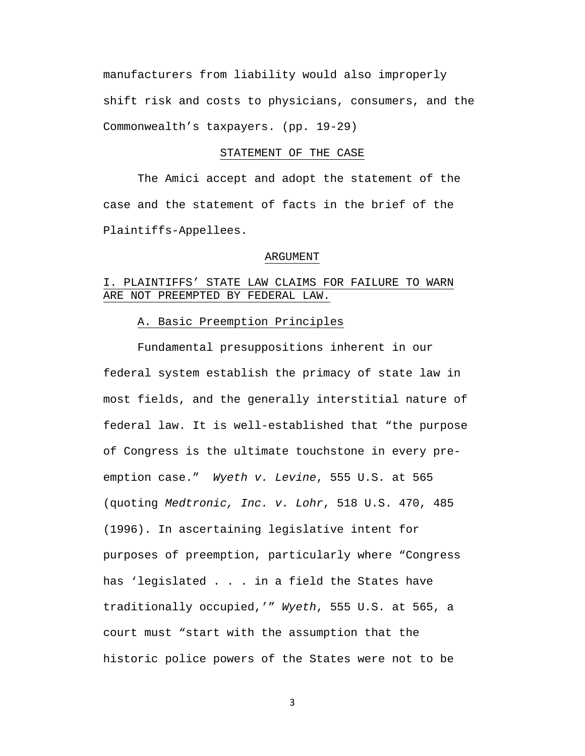manufacturers from liability would also improperly shift risk and costs to physicians, consumers, and the Commonwealth's taxpayers. (pp. 19-29)

## STATEMENT OF THE CASE

The Amici accept and adopt the statement of the case and the statement of facts in the brief of the Plaintiffs-Appellees.

## ARGUMENT

### I. PLAINTIFFS' STATE LAW CLAIMS FOR FAILURE TO WARN ARE NOT PREEMPTED BY FEDERAL LAW.

#### A. Basic Preemption Principles

Fundamental presuppositions inherent in our federal system establish the primacy of state law in most fields, and the generally interstitial nature of federal law. It is well-established that "the purpose of Congress is the ultimate touchstone in every pre-emption case." *Wyeth v. Levine*, 555 U.S. at 565 (quoting *Medtronic, Inc. v. Lohr*, 518 U.S. 470, 485 (1996). In ascertaining legislative intent for purposes of preemption, particularly where "Congress has 'legislated . . . in a field the States have traditionally occupied,'" *Wyeth*, 555 U.S. at 565, a court must "start with the assumption that the historic police powers of the States were not to be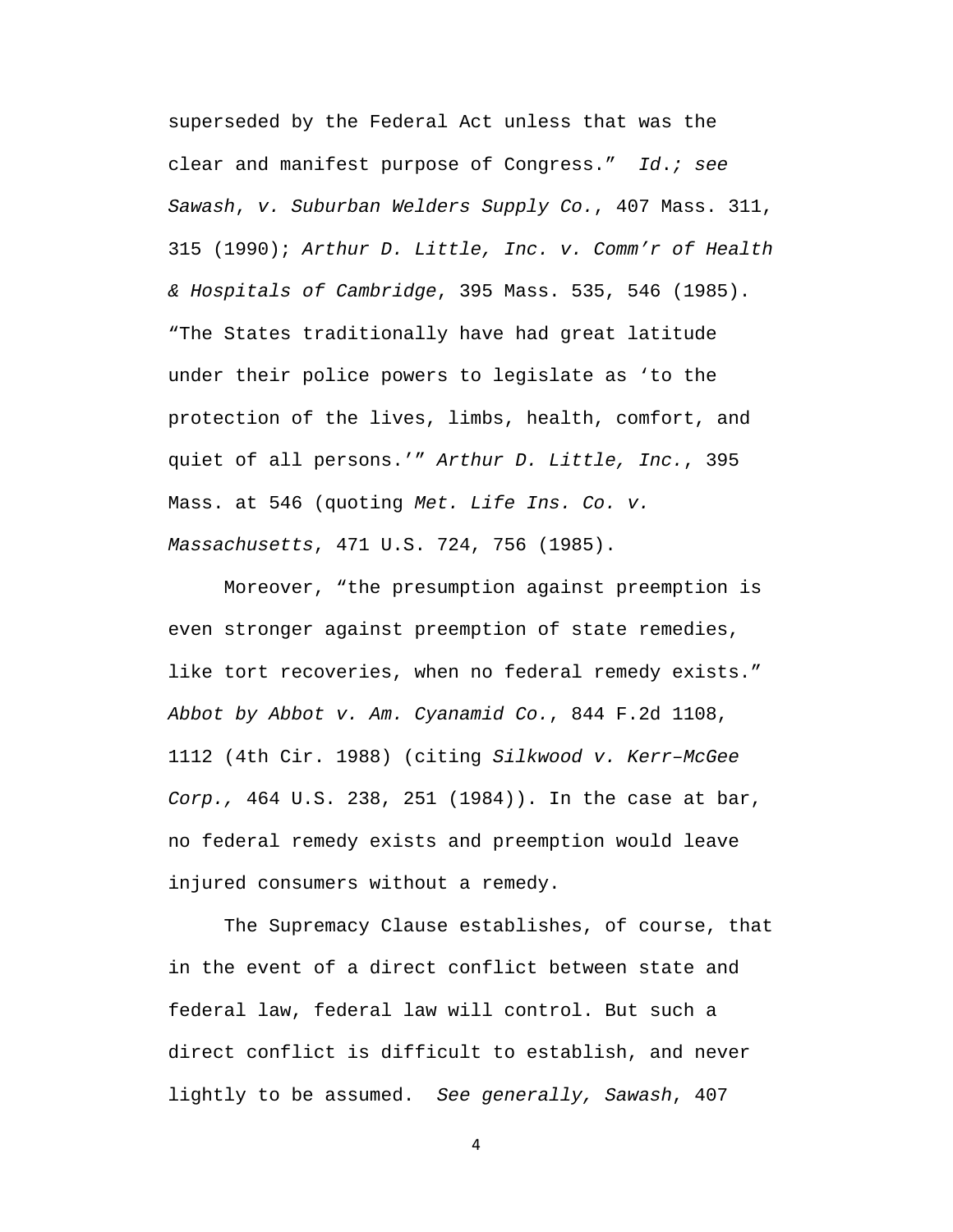superseded by the Federal Act unless that was the clear and manifest purpose of Congress." *Id.; see Sawash*, *v. Suburban Welders Supply Co.*, 407 Mass. 311, 315 (1990); *Arthur D. Little, Inc. v. Comm'r of Health & Hospitals of Cambridge*, 395 Mass. 535, 546 (1985). "The States traditionally have had great latitude under their police powers to legislate as 'to the protection of the lives, limbs, health, comfort, and quiet of all persons.'" *Arthur D. Little, Inc.*, 395 Mass. at 546 (quoting *Met. Life Ins. Co. v. Massachusetts*, 471 U.S. 724, 756 (1985).

Moreover, "the presumption against preemption is even stronger against preemption of state remedies, like tort recoveries, when no federal remedy exists." *Abbot by Abbot v. Am. Cyanamid Co.*, 844 F.2d 1108, 1112 (4th Cir. 1988) (citing *Silkwood v. Kerr–McGee Corp.,* 464 U.S. 238, 251 (1984)). In the case at bar, no federal remedy exists and preemption would leave injured consumers without a remedy.

The Supremacy Clause establishes, of course, that in the event of a direct conflict between state and federal law, federal law will control. But such a direct conflict is difficult to establish, and never lightly to be assumed. *See generally, Sawash*, 407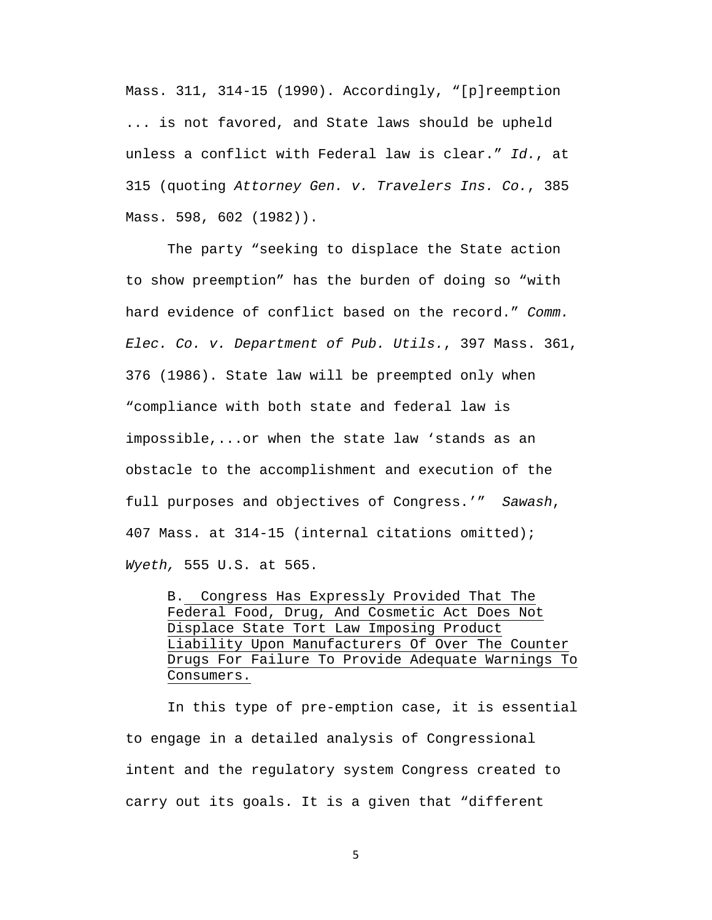Mass. 311, 314-15 (1990). Accordingly, "[p]reemption ... is not favored, and State laws should be upheld unless a conflict with Federal law is clear." *Id.*, at 315 (quoting *Attorney Gen. v. Travelers Ins. Co.*, 385 Mass. 598, 602 (1982)).

The party "seeking to displace the State action to show preemption" has the burden of doing so "with hard evidence of conflict based on the record." *Comm. Elec. Co. v. Department of Pub. Utils.*, 397 Mass. 361, 376 (1986). State law will be preempted only when "compliance with both state and federal law is impossible,...or when the state law 'stands as an obstacle to the accomplishment and execution of the full purposes and objectives of Congress.'" *Sawash*, 407 Mass. at 314-15 (internal citations omitted); *Wyeth,* 555 U.S. at 565.

### B. Congress Has Expressly Provided That The Federal Food, Drug, And Cosmetic Act Does Not Displace State Tort Law Imposing Product Liability Upon Manufacturers Of Over The Counter Drugs For Failure To Provide Adequate Warnings To Consumers.

In this type of pre-emption case, it is essential to engage in a detailed analysis of Congressional intent and the regulatory system Congress created to carry out its goals. It is a given that "different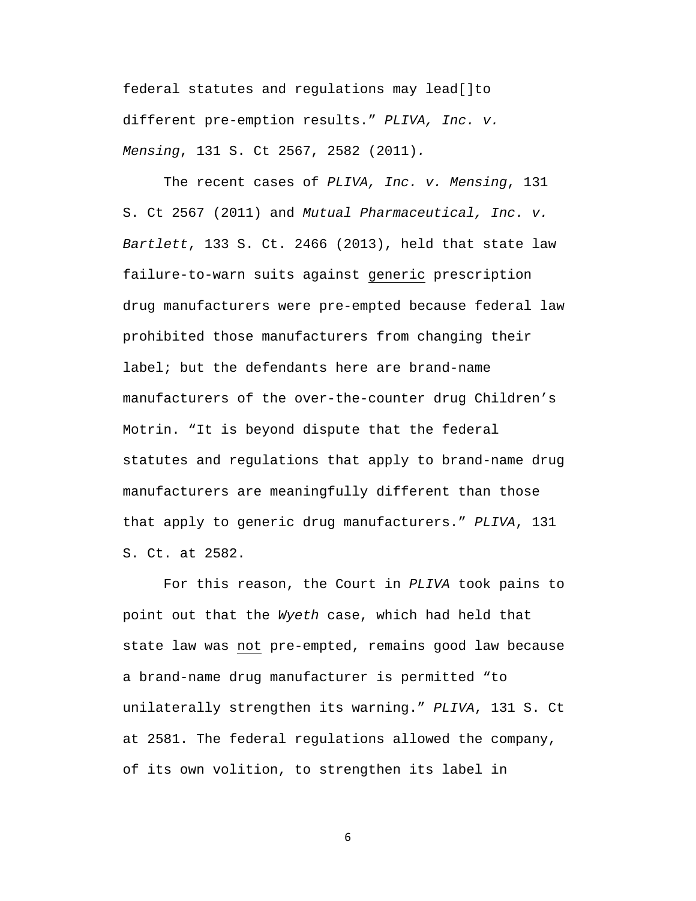federal statutes and regulations may lead[]to different pre-emption results." *PLIVA, Inc. v. Mensing*, 131 S. Ct 2567, 2582 (2011).

The recent cases of *PLIVA, Inc. v. Mensing*, 131 S. Ct 2567 (2011) and *Mutual Pharmaceutical, Inc. v. Bartlett*, 133 S. Ct. 2466 (2013), held that state law failure-to-warn suits against <u>generic</u> prescription drug manufacturers were pre-empted because federal law prohibited those manufacturers from changing their label; but the defendants here are brand-name manufacturers of the over-the-counter drug Children's Motrin. "It is beyond dispute that the federal statutes and regulations that apply to brand-name drug manufacturers are meaningfully different than those that apply to generic drug manufacturers." *PLIVA*, 131 S. Ct. at 2582.

For this reason, the Court in *PLIVA* took pains to point out that the *Wyeth* case, which had held that state law was <u>not</u> pre-empted, remains good law because a brand-name drug manufacturer is permitted "to unilaterally strengthen its warning." *PLIVA*, 131 S. Ct at 2581. The federal regulations allowed the company, of its own volition, to strengthen its label in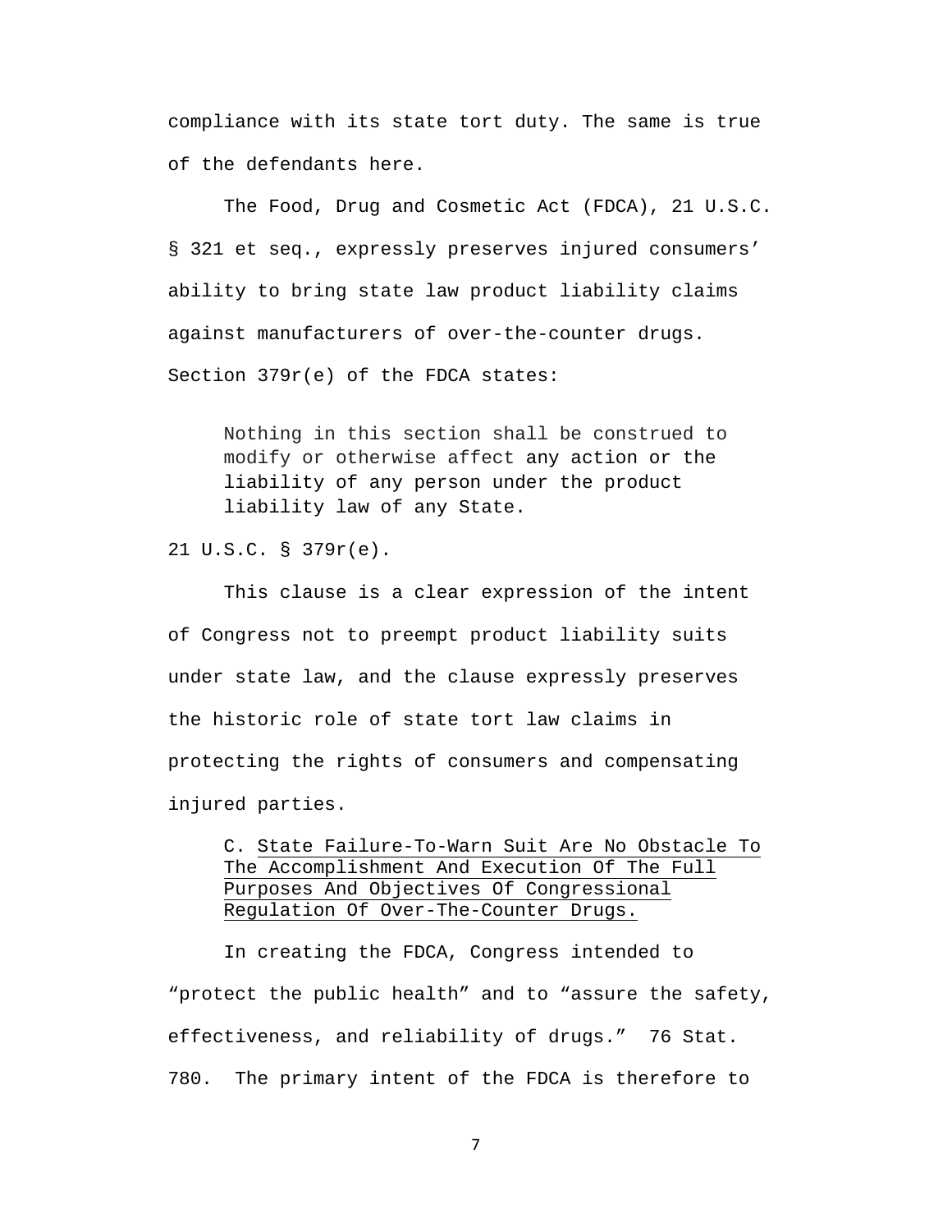compliance with its state tort duty. The same is true of the defendants here.

The Food, Drug and Cosmetic Act (FDCA), 21 U.S.C. § 321 et seq., expressly preserves injured consumers' ability to bring state law product liability claims against manufacturers of over-the-counter drugs. Section 379r(e) of the FDCA states:

> Nothing in this section shall be construed to modify or otherwise affect any action or the liability of any person under the product liability law of any State.

21 U.S.C. § 379r(e).

This clause is a clear expression of the intent of Congress not to preempt product liability suits under state law, and the clause expressly preserves the historic role of state tort law claims in protecting the rights of consumers and compensating injured parties.

### C. State Failure-To-Warn Suit Are No Obstacle To The Accomplishment And Execution Of The Full Purposes And Objectives Of Congressional Regulation Of Over-The-Counter Drugs.

In creating the FDCA, Congress intended to "protect the public health" and to "assure the safety, effectiveness, and reliability of drugs." 76 Stat. 780. The primary intent of the FDCA is therefore to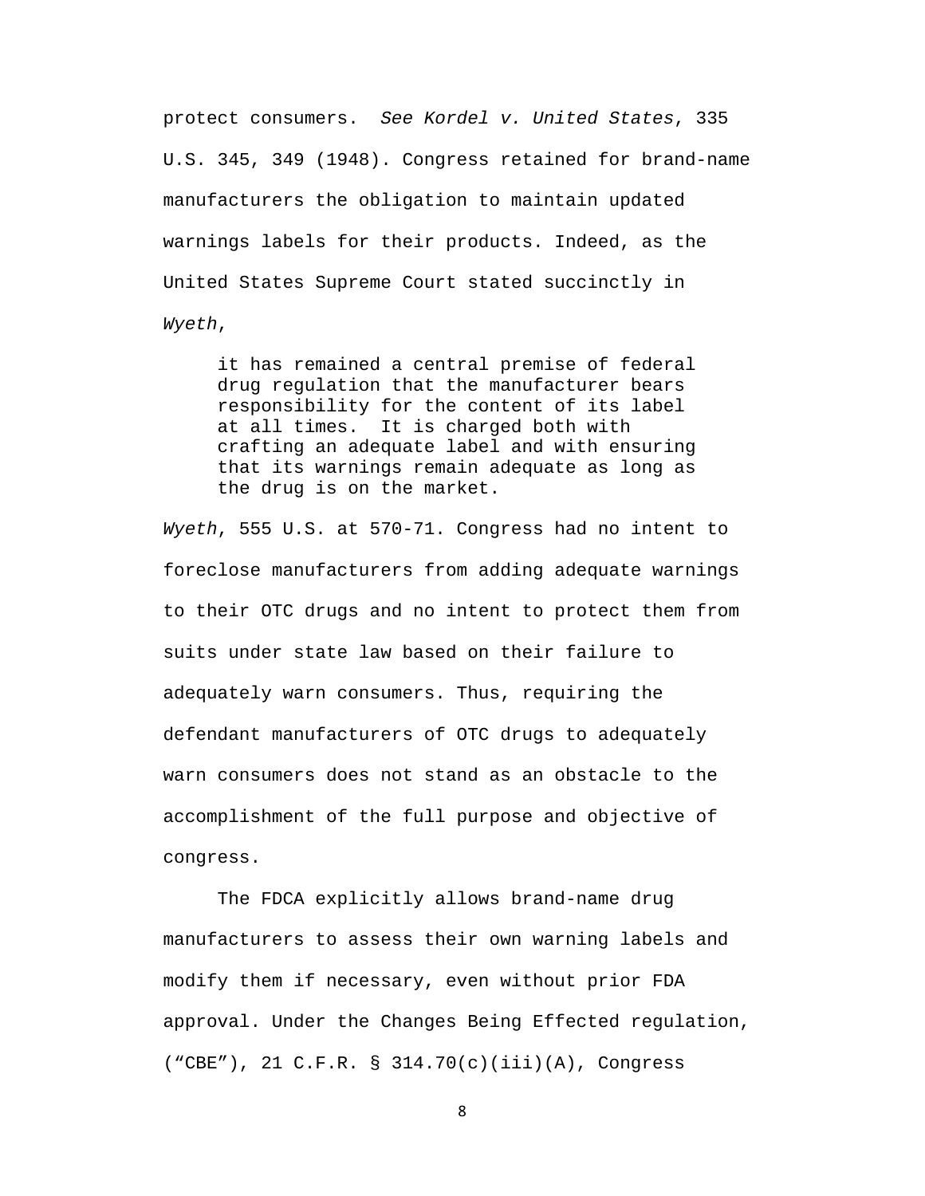protect consumers. *See Kordel v. United States*, 335 U.S. 345, 349 (1948). Congress retained for brand-name manufacturers the obligation to maintain updated warnings labels for their products. Indeed, as the United States Supreme Court stated succinctly in *Wyeth*,

> it has remained a central premise of federal drug regulation that the manufacturer bears responsibility for the content of its label at all times. It is charged both with crafting an adequate label and with ensuring that its warnings remain adequate as long as the drug is on the market.

*Wyeth*, 555 U.S. at 570-71. Congress had no intent to foreclose manufacturers from adding adequate warnings to their OTC drugs and no intent to protect them from suits under state law based on their failure to adequately warn consumers. Thus, requiring the defendant manufacturers of OTC drugs to adequately warn consumers does not stand as an obstacle to the accomplishment of the full purpose and objective of congress.

The FDCA explicitly allows brand-name drug manufacturers to assess their own warning labels and modify them if necessary, even without prior FDA approval. Under the Changes Being Effected regulation, ("CBE"), 21 C.F.R. § 314.70(c)(iii)(A), Congress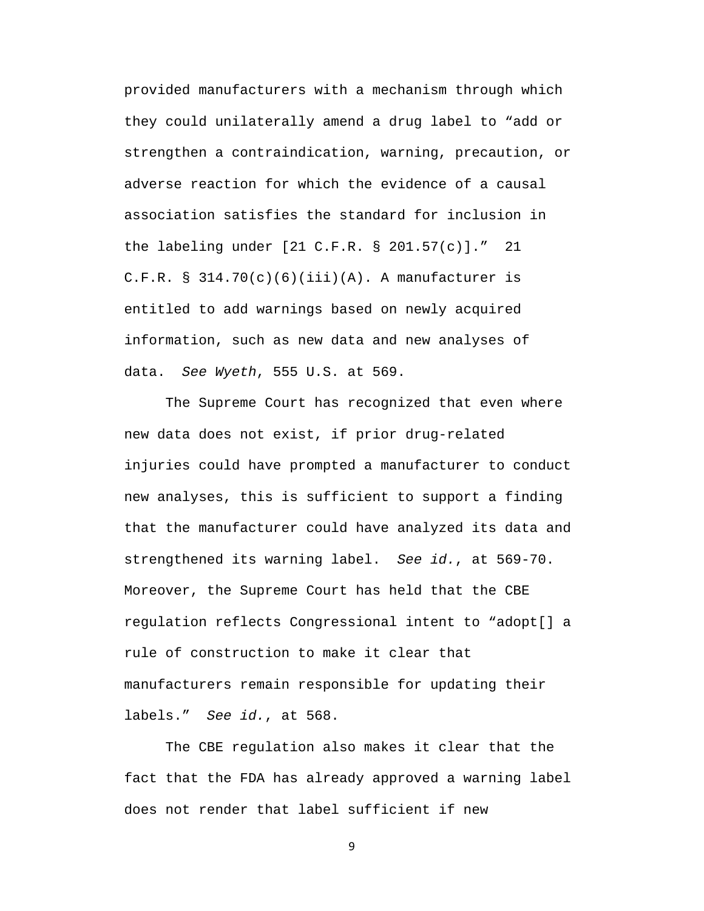provided manufacturers with a mechanism through which they could unilaterally amend a drug label to "add or strengthen a contraindication, warning, precaution, or adverse reaction for which the evidence of a causal association satisfies the standard for inclusion in the labeling under [21 C.F.R. § 201.57(c)]." 21 C.F.R. § 314.70(c)(6)(iii)(A). A manufacturer is entitled to add warnings based on newly acquired information, such as new data and new analyses of data. *See Wyeth*, 555 U.S. at 569.

The Supreme Court has recognized that even where new data does not exist, if prior drug-related injuries could have prompted a manufacturer to conduct new analyses, this is sufficient to support a finding that the manufacturer could have analyzed its data and strengthened its warning label. *See id.*, at 569-70. Moreover, the Supreme Court has held that the CBE regulation reflects Congressional intent to "adopt[] a rule of construction to make it clear that manufacturers remain responsible for updating their labels." *See id.*, at 568.

The CBE regulation also makes it clear that the fact that the FDA has already approved a warning label does not render that label sufficient if new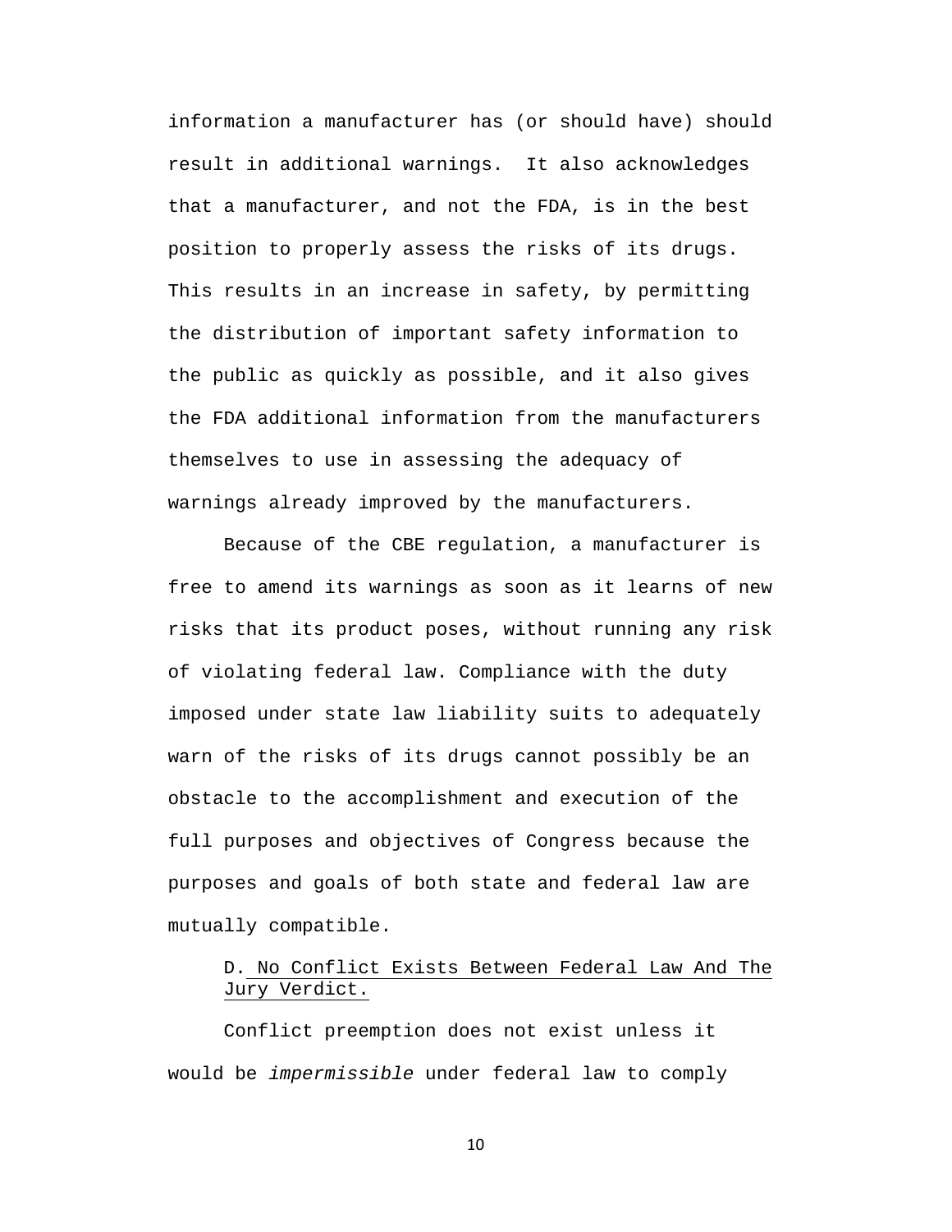information a manufacturer has (or should have) should result in additional warnings. It also acknowledges that a manufacturer, and not the FDA, is in the best position to properly assess the risks of its drugs. This results in an increase in safety, by permitting the distribution of important safety information to the public as quickly as possible, and it also gives the FDA additional information from the manufacturers themselves to use in assessing the adequacy of warnings already improved by the manufacturers.

Because of the CBE regulation, a manufacturer is free to amend its warnings as soon as it learns of new risks that its product poses, without running any risk of violating federal law. Compliance with the duty imposed under state law liability suits to adequately warn of the risks of its drugs cannot possibly be an obstacle to the accomplishment and execution of the full purposes and objectives of Congress because the purposes and goals of both state and federal law are mutually compatible.

### D. No Conflict Exists Between Federal Law And The Jury Verdict.

Conflict preemption does not exist unless it would be *impermissible* under federal law to comply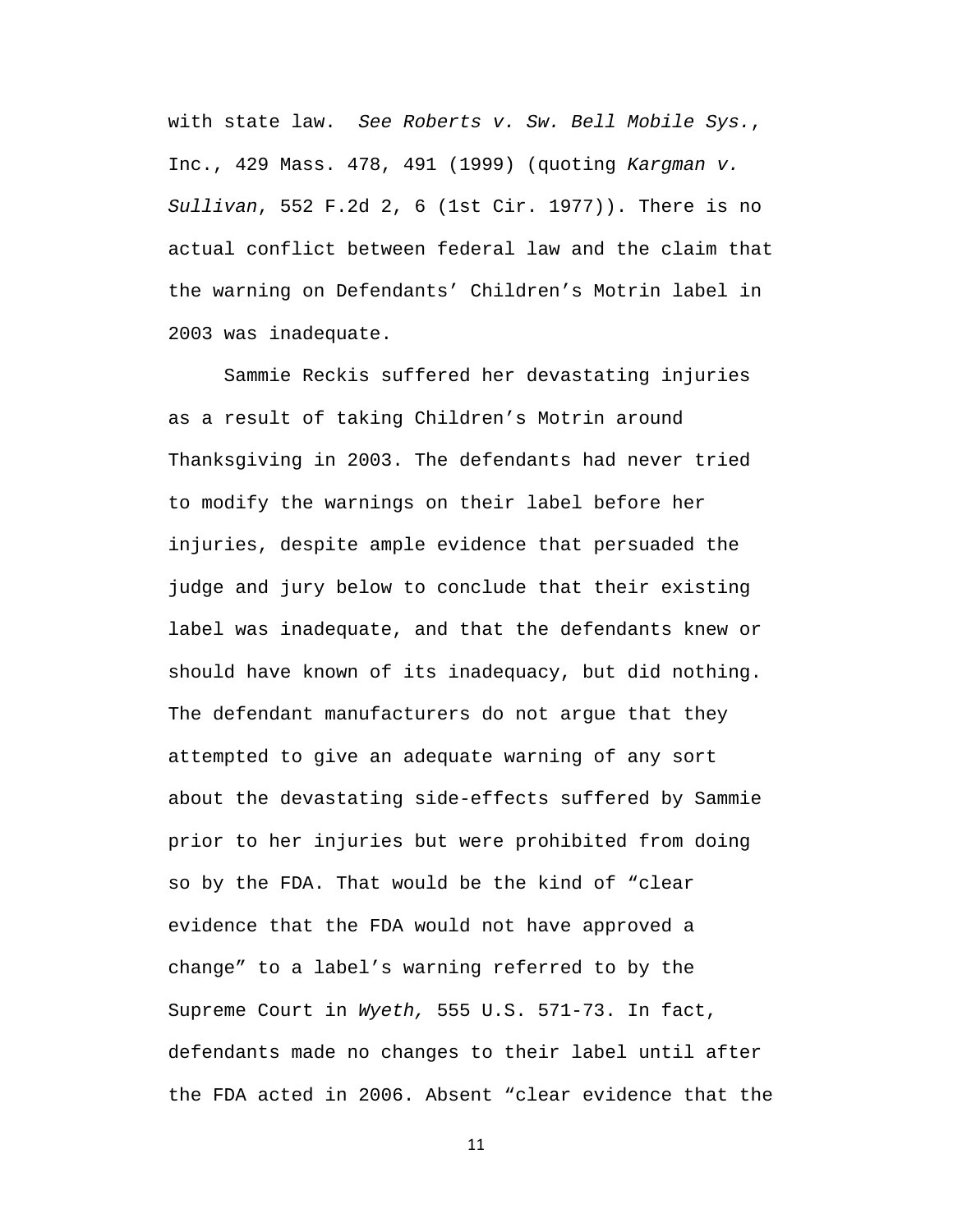with state law. *See Roberts v. Sw. Bell Mobile Sys.*, Inc., 429 Mass. 478, 491 (1999) (quoting *Kargman v. Sullivan*, 552 F.2d 2, 6 (1st Cir. 1977)). There is no actual conflict between federal law and the claim that the warning on Defendants' Children's Motrin label in 2003 was inadequate.

Sammie Reckis suffered her devastating injuries as a result of taking Children's Motrin around Thanksgiving in 2003. The defendants had never tried to modify the warnings on their label before her injuries, despite ample evidence that persuaded the judge and jury below to conclude that their existing label was inadequate, and that the defendants knew or should have known of its inadequacy, but did nothing. The defendant manufacturers do not argue that they attempted to give an adequate warning of any sort about the devastating side-effects suffered by Sammie prior to her injuries but were prohibited from doing so by the FDA. That would be the kind of "clear evidence that the FDA would not have approved a change" to a label's warning referred to by the Supreme Court in *Wyeth,* 555 U.S. 571-73. In fact, defendants made no changes to their label until after the FDA acted in 2006. Absent "clear evidence that the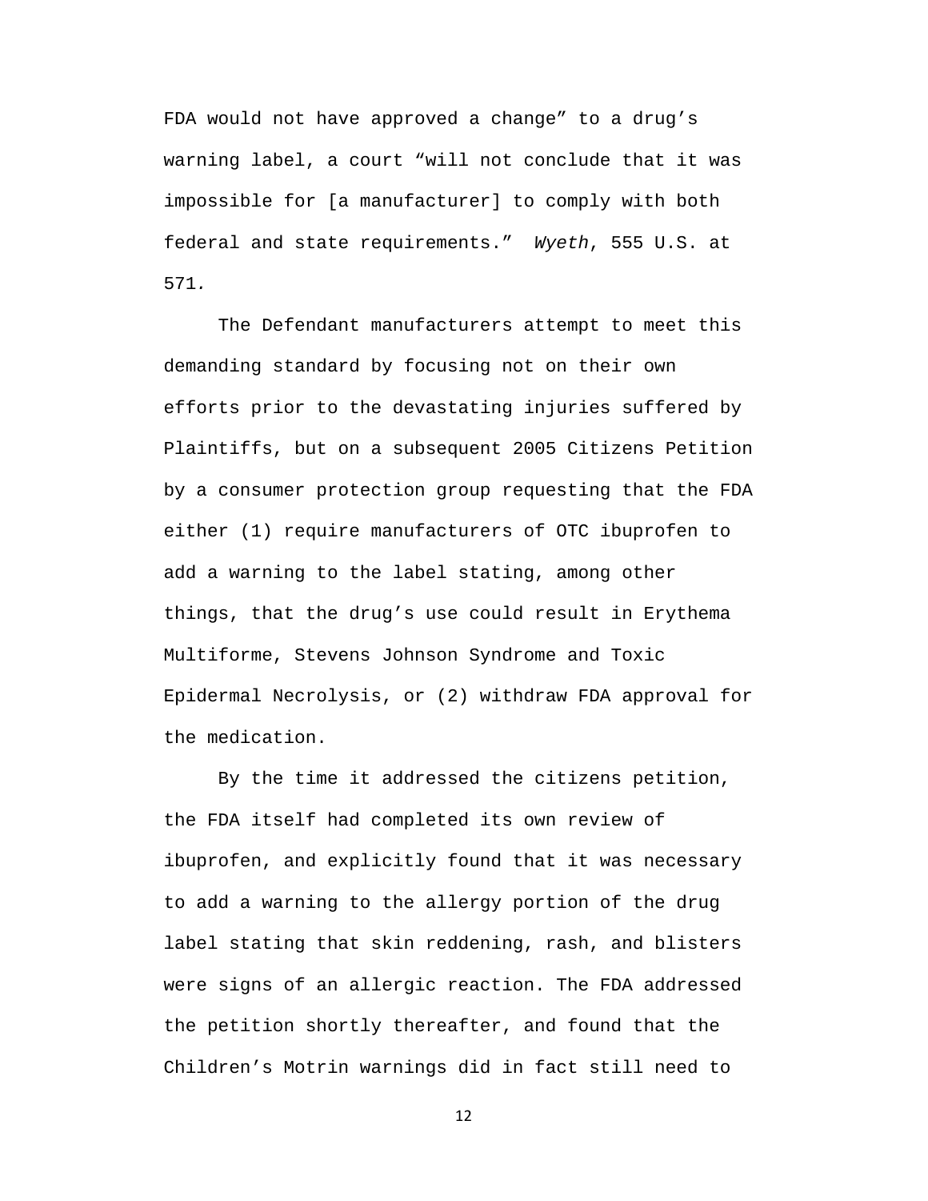FDA would not have approved a change” to a drug’s warning label, a court “will not conclude that it was impossible for [a manufacturer] to comply with both federal and state requirements.” *Wyeth*, 555 U.S. at 571.

The Defendant manufacturers attempt to meet this demanding standard by focusing not on their own efforts prior to the devastating injuries suffered by Plaintiffs, but on a subsequent 2005 Citizens Petition by a consumer protection group requesting that the FDA either (1) require manufacturers of OTC ibuprofen to add a warning to the label stating, among other things, that the drug’s use could result in Erythema Multiforme, Stevens Johnson Syndrome and Toxic Epidermal Necrolysis, or (2) withdraw FDA approval for the medication.

By the time it addressed the citizens petition, the FDA itself had completed its own review of ibuprofen, and explicitly found that it was necessary to add a warning to the allergy portion of the drug label stating that skin reddening, rash, and blisters were signs of an allergic reaction. The FDA addressed the petition shortly thereafter, and found that the Children’s Motrin warnings did in fact still need to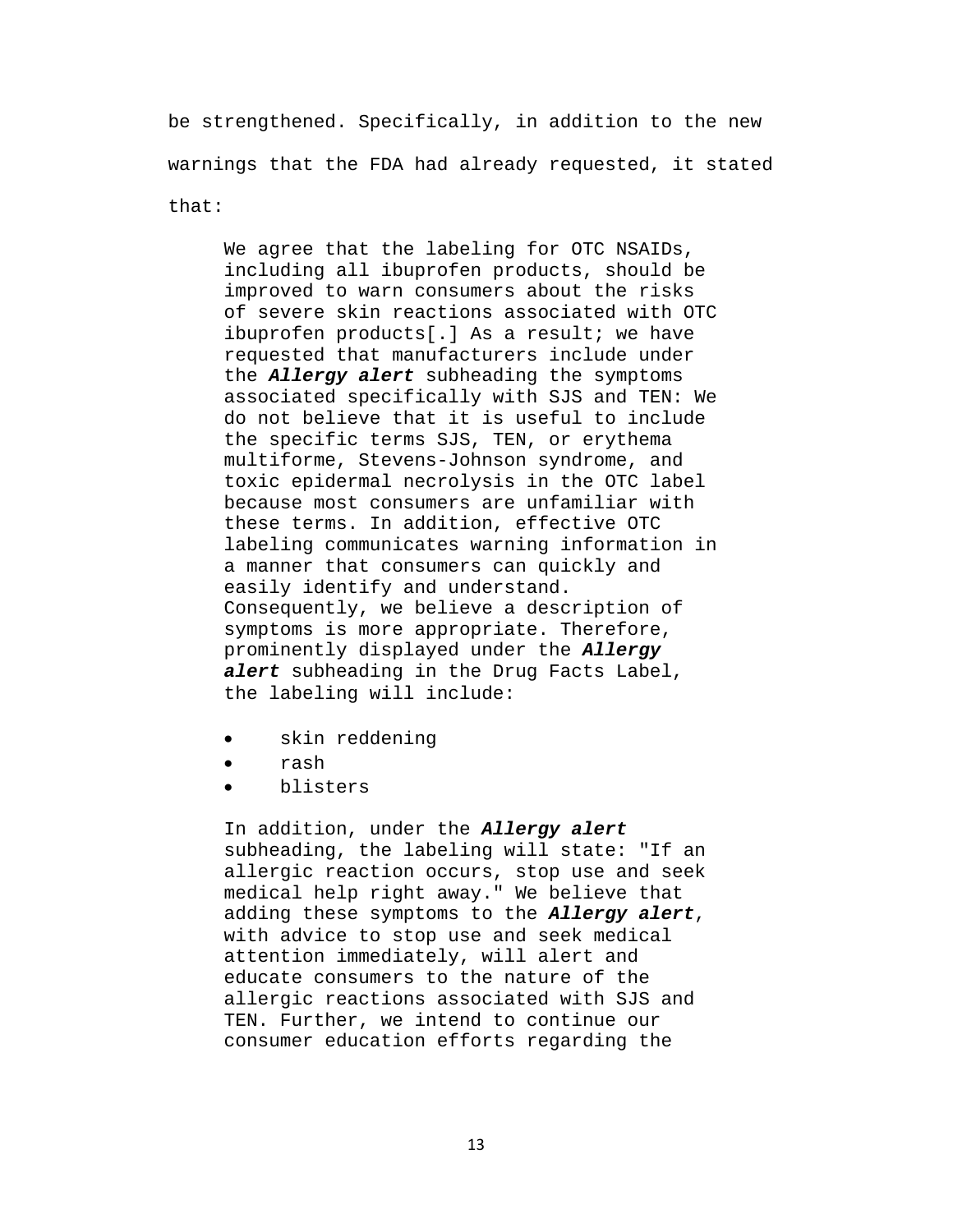be strengthened. Specifically, in addition to the new warnings that the FDA had already requested, it stated that:

> We agree that the labeling for OTC NSAIDs, including all ibuprofen products, should be improved to warn consumers about the risks of severe skin reactions associated with OTC ibuprofen products[.] As a result; we have requested that manufacturers include under the ***Allergy alert*** subheading the symptoms associated specifically with SJS and TEN: We do not believe that it is useful to include the specific terms SJS, TEN, or erythema multiforme, Stevens-Johnson syndrome, and toxic epidermal necrolysis in the OTC label because most consumers are unfamiliar with these terms. In addition, effective OTC labeling communicates warning information in a manner that consumers can quickly and easily identify and understand. Consequently, we believe a description of symptoms is more appropriate. Therefore, prominently displayed under the ***Allergy alert*** subheading in the Drug Facts Label, the labeling will include:
>
> - skin reddening
> - rash
> - blisters
>
> In addition, under the ***Allergy alert*** subheading, the labeling will state: "If an allergic reaction occurs, stop use and seek medical help right away." We believe that adding these symptoms to the ***Allergy alert***, with advice to stop use and seek medical attention immediately, will alert and educate consumers to the nature of the allergic reactions associated with SJS and TEN. Further, we intend to continue our consumer education efforts regarding the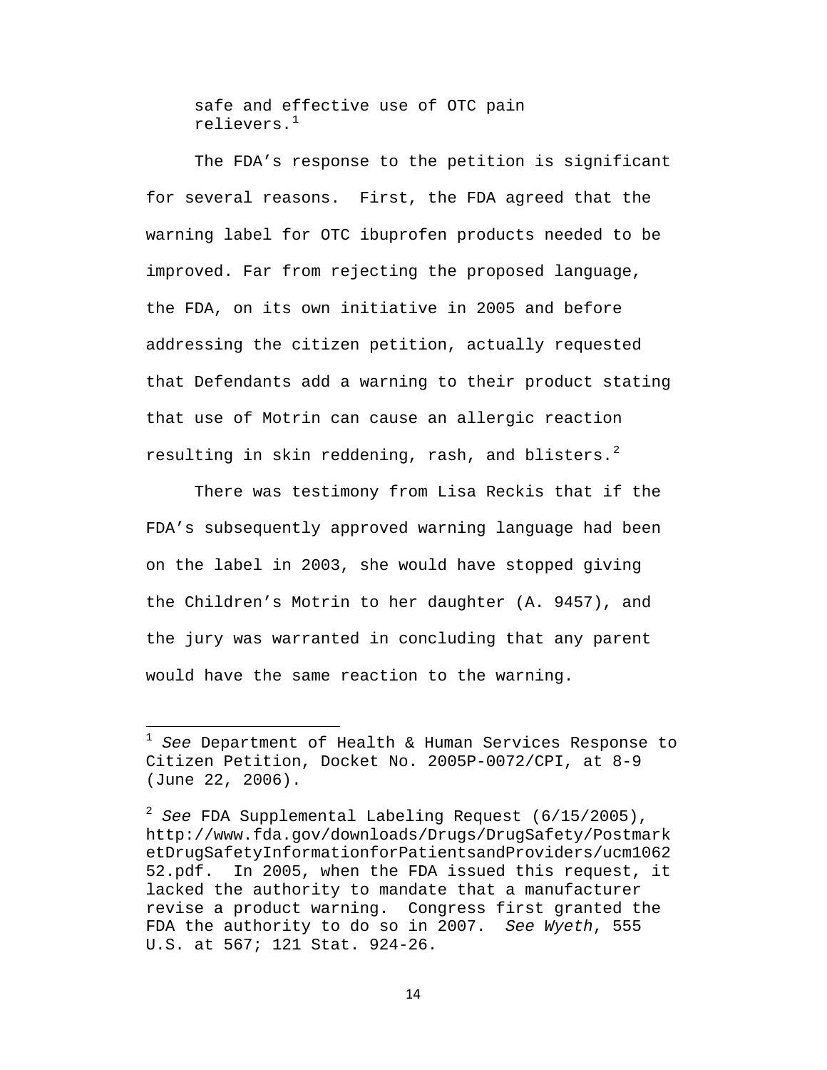safe and effective use of OTC pain relievers.[1]

The FDA's response to the petition is significant for several reasons. First, the FDA agreed that the warning label for OTC ibuprofen products needed to be improved. Far from rejecting the proposed language, the FDA, on its own initiative in 2005 and before addressing the citizen petition, actually requested that Defendants add a warning to their product stating that use of Motrin can cause an allergic reaction resulting in skin reddening, rash, and blisters.[2]

There was testimony from Lisa Reckis that if the FDA's subsequently approved warning language had been on the label in 2003, she would have stopped giving the Children's Motrin to her daughter (A. 9457), and the jury was warranted in concluding that any parent would have the same reaction to the warning.

---

[1] *See* Department of Health & Human Services Response to Citizen Petition, Docket No. 2005P-0072/CPI, at 8-9 (June 22, 2006).

[2] *See* FDA Supplemental Labeling Request (6/15/2005), http://www.fda.gov/downloads/Drugs/DrugSafety/PostmarketDrugSafetyInformationforPatientsandProviders/ucm106252.pdf. In 2005, when the FDA issued this request, it lacked the authority to mandate that a manufacturer revise a product warning. Congress first granted the FDA the authority to do so in 2007. *See Wyeth*, 555 U.S. at 567; 121 Stat. 924-26.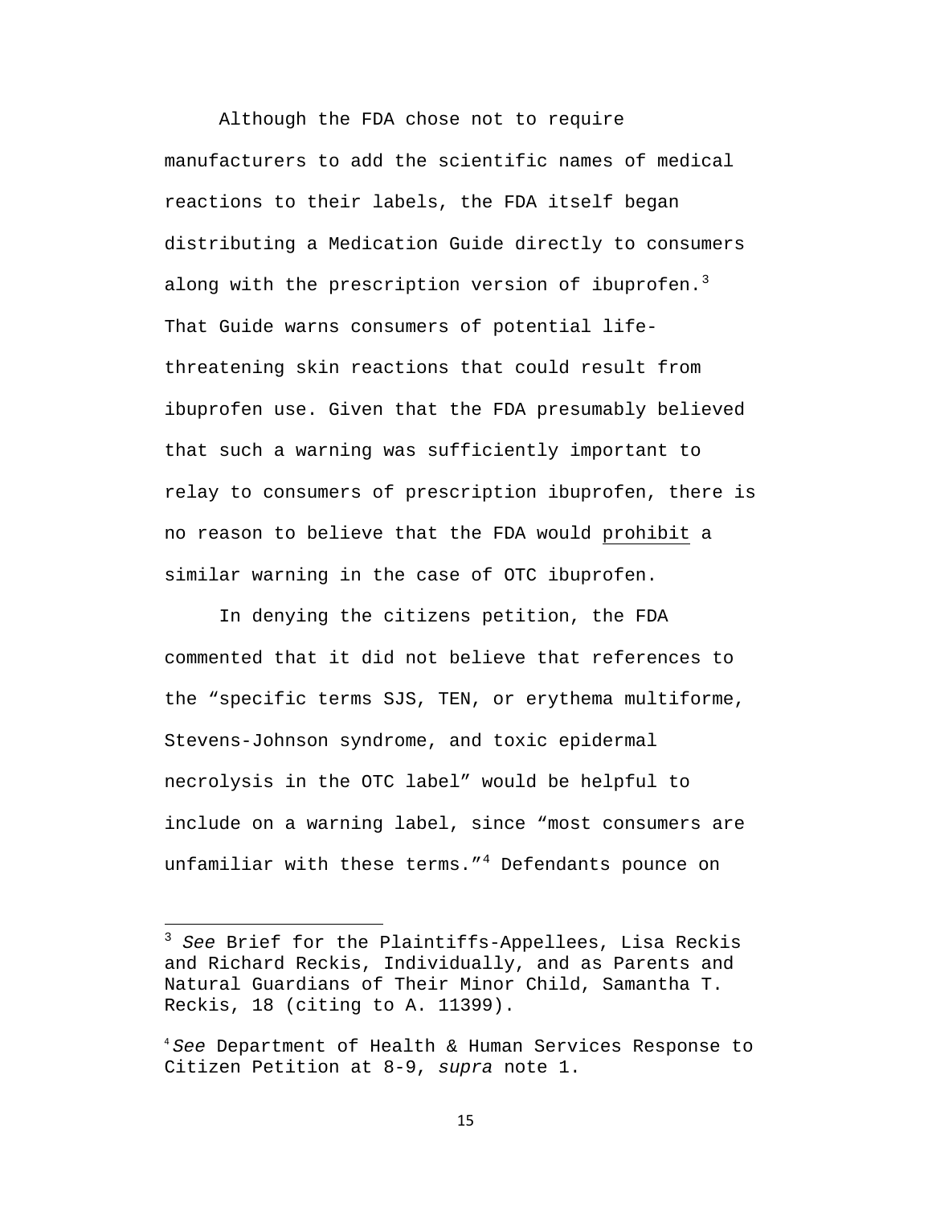Although the FDA chose not to require manufacturers to add the scientific names of medical reactions to their labels, the FDA itself began distributing a Medication Guide directly to consumers along with the prescription version of ibuprofen.[3] That Guide warns consumers of potential life-threatening skin reactions that could result from ibuprofen use. Given that the FDA presumably believed that such a warning was sufficiently important to relay to consumers of prescription ibuprofen, there is no reason to believe that the FDA would <u>prohibit</u> a similar warning in the case of OTC ibuprofen.

In denying the citizens petition, the FDA commented that it did not believe that references to the "specific terms SJS, TEN, or erythema multiforme, Stevens-Johnson syndrome, and toxic epidermal necrolysis in the OTC label" would be helpful to include on a warning label, since "most consumers are unfamiliar with these terms."[4] Defendants pounce on

---

[3] *See* Brief for the Plaintiffs-Appellees, Lisa Reckis and Richard Reckis, Individually, and as Parents and Natural Guardians of Their Minor Child, Samantha T. Reckis, 18 (citing to A. 11399).

[4] *See* Department of Health & Human Services Response to Citizen Petition at 8-9, *supra* note 1.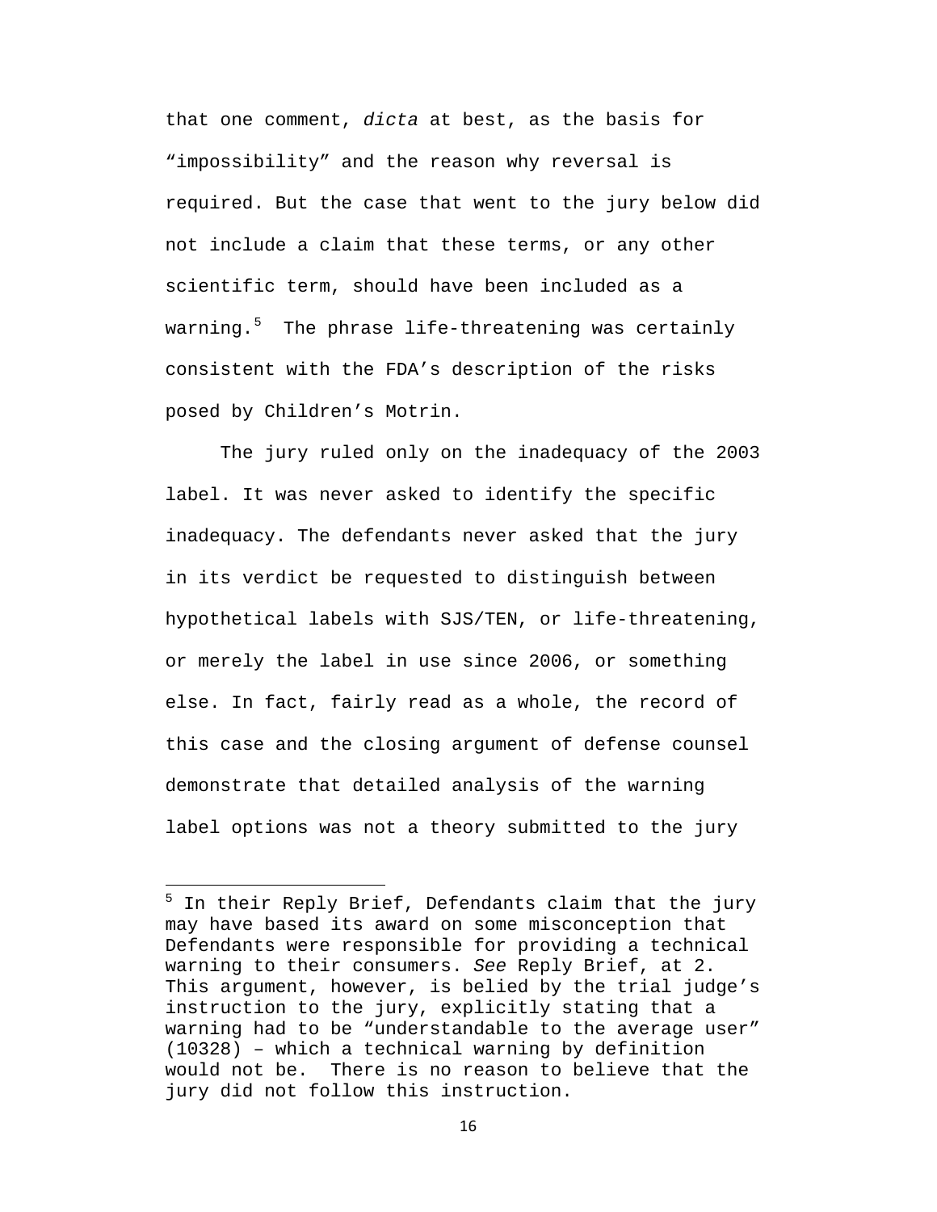that one comment, *dicta* at best, as the basis for “impossibility” and the reason why reversal is required. But the case that went to the jury below did not include a claim that these terms, or any other scientific term, should have been included as a warning.[5] The phrase life-threatening was certainly consistent with the FDA’s description of the risks posed by Children’s Motrin.

The jury ruled only on the inadequacy of the 2003 label. It was never asked to identify the specific inadequacy. The defendants never asked that the jury in its verdict be requested to distinguish between hypothetical labels with SJS/TEN, or life-threatening, or merely the label in use since 2006, or something else. In fact, fairly read as a whole, the record of this case and the closing argument of defense counsel demonstrate that detailed analysis of the warning label options was not a theory submitted to the jury

---

[5] In their Reply Brief, Defendants claim that the jury may have based its award on some misconception that Defendants were responsible for providing a technical warning to their consumers. *See* Reply Brief, at 2. This argument, however, is belied by the trial judge’s instruction to the jury, explicitly stating that a warning had to be “understandable to the average user” (10328) – which a technical warning by definition would not be. There is no reason to believe that the jury did not follow this instruction.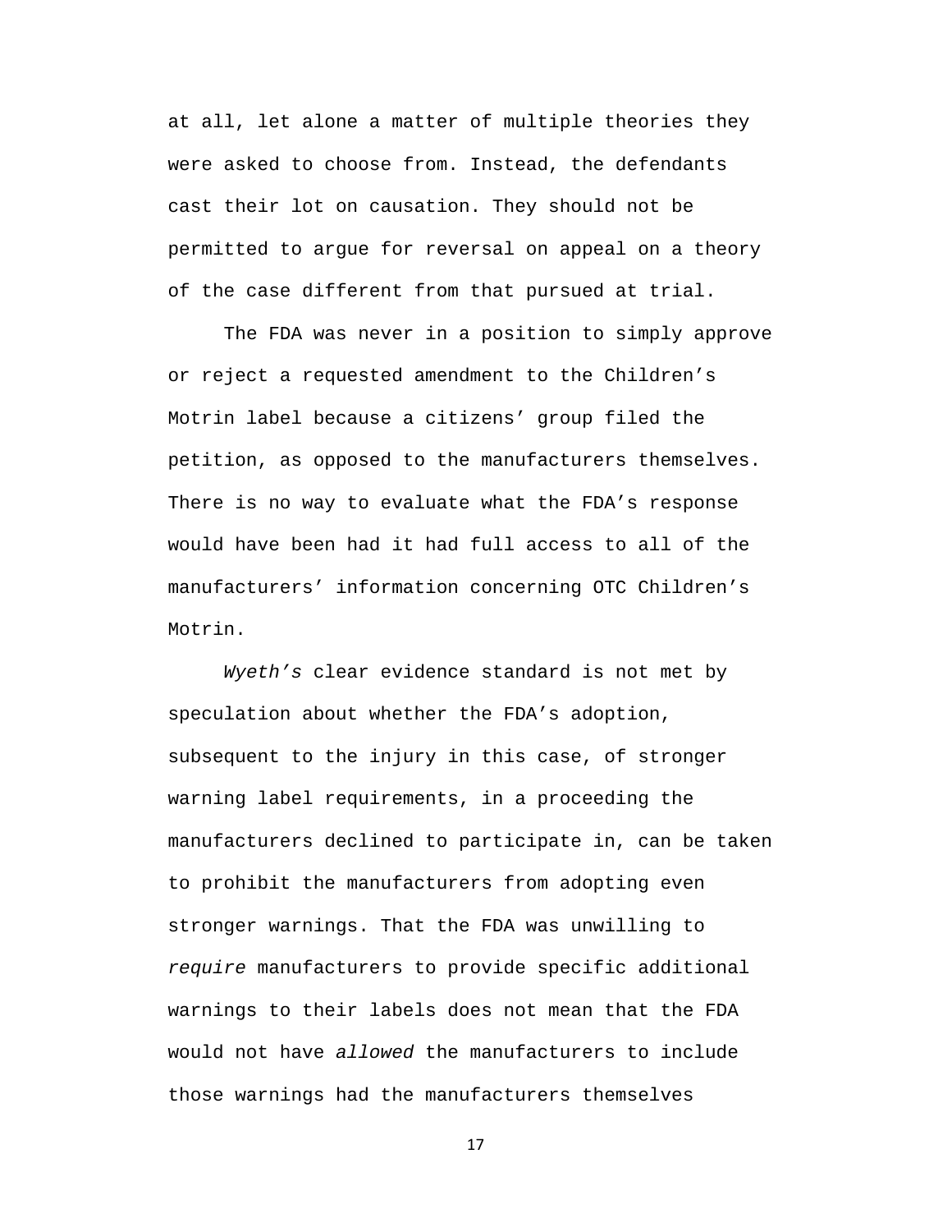at all, let alone a matter of multiple theories they were asked to choose from. Instead, the defendants cast their lot on causation. They should not be permitted to argue for reversal on appeal on a theory of the case different from that pursued at trial.

The FDA was never in a position to simply approve or reject a requested amendment to the Children's Motrin label because a citizens' group filed the petition, as opposed to the manufacturers themselves. There is no way to evaluate what the FDA's response would have been had it had full access to all of the manufacturers' information concerning OTC Children's Motrin.

*Wyeth's* clear evidence standard is not met by speculation about whether the FDA's adoption, subsequent to the injury in this case, of stronger warning label requirements, in a proceeding the manufacturers declined to participate in, can be taken to prohibit the manufacturers from adopting even stronger warnings. That the FDA was unwilling to *require* manufacturers to provide specific additional warnings to their labels does not mean that the FDA would not have *allowed* the manufacturers to include those warnings had the manufacturers themselves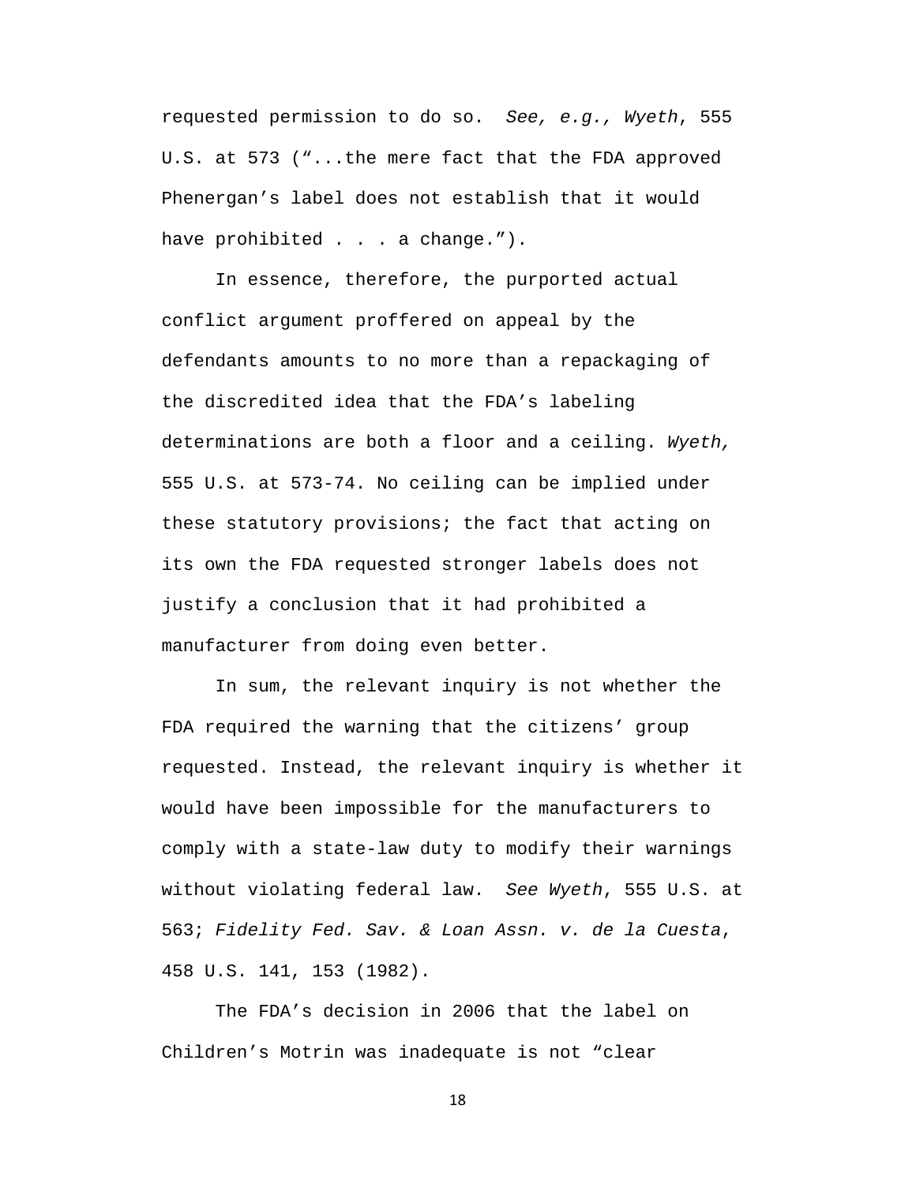requested permission to do so. *See, e.g., Wyeth*, 555 U.S. at 573 (“...the mere fact that the FDA approved Phenergan’s label does not establish that it would have prohibited . . . a change.”).

In essence, therefore, the purported actual conflict argument proffered on appeal by the defendants amounts to no more than a repackaging of the discredited idea that the FDA’s labeling determinations are both a floor and a ceiling. *Wyeth,* 555 U.S. at 573-74. No ceiling can be implied under these statutory provisions; the fact that acting on its own the FDA requested stronger labels does not justify a conclusion that it had prohibited a manufacturer from doing even better.

In sum, the relevant inquiry is not whether the FDA required the warning that the citizens’ group requested. Instead, the relevant inquiry is whether it would have been impossible for the manufacturers to comply with a state-law duty to modify their warnings without violating federal law. *See Wyeth*, 555 U.S. at 563; *Fidelity Fed. Sav. & Loan Assn. v. de la Cuesta*, 458 U.S. 141, 153 (1982).

The FDA’s decision in 2006 that the label on Children’s Motrin was inadequate is not “clear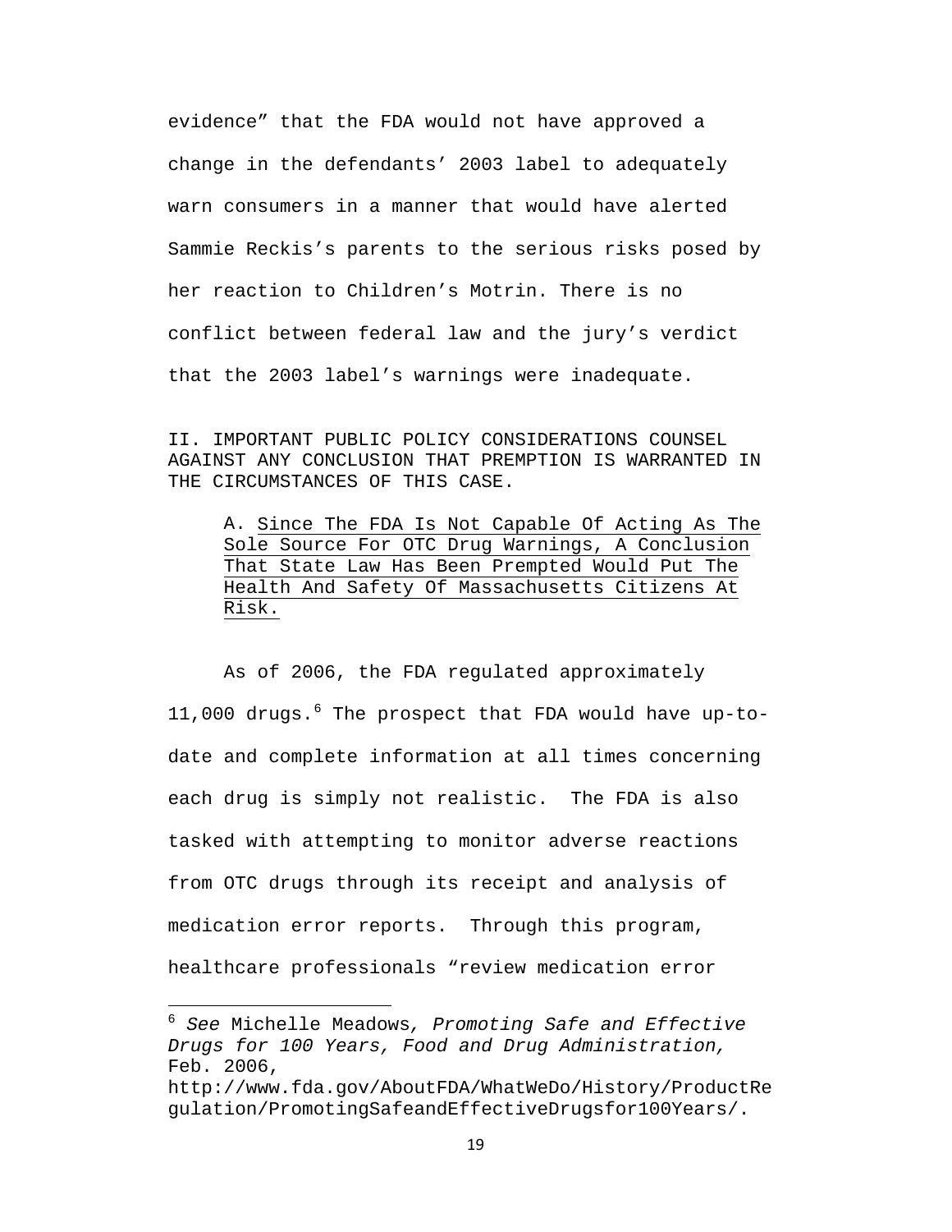evidence" that the FDA would not have approved a change in the defendants' 2003 label to adequately warn consumers in a manner that would have alerted Sammie Reckis's parents to the serious risks posed by her reaction to Children's Motrin. There is no conflict between federal law and the jury's verdict that the 2003 label's warnings were inadequate.

## II. IMPORTANT PUBLIC POLICY CONSIDERATIONS COUNSEL AGAINST ANY CONCLUSION THAT PREMPTION IS WARRANTED IN THE CIRCUMSTANCES OF THIS CASE.

### A. Since The FDA Is Not Capable Of Acting As The Sole Source For OTC Drug Warnings, A Conclusion That State Law Has Been Prempted Would Put The Health And Safety Of Massachusetts Citizens At Risk.

As of 2006, the FDA regulated approximately 11,000 drugs.[6] The prospect that FDA would have up-to-date and complete information at all times concerning each drug is simply not realistic. The FDA is also tasked with attempting to monitor adverse reactions from OTC drugs through its receipt and analysis of medication error reports. Through this program, healthcare professionals "review medication error

---

[6] *See* Michelle Meadows, *Promoting Safe and Effective Drugs for 100 Years, Food and Drug Administration,* Feb. 2006, http://www.fda.gov/AboutFDA/WhatWeDo/History/ProductRegulation/PromotingSafeandEffectiveDrugsfor100Years/.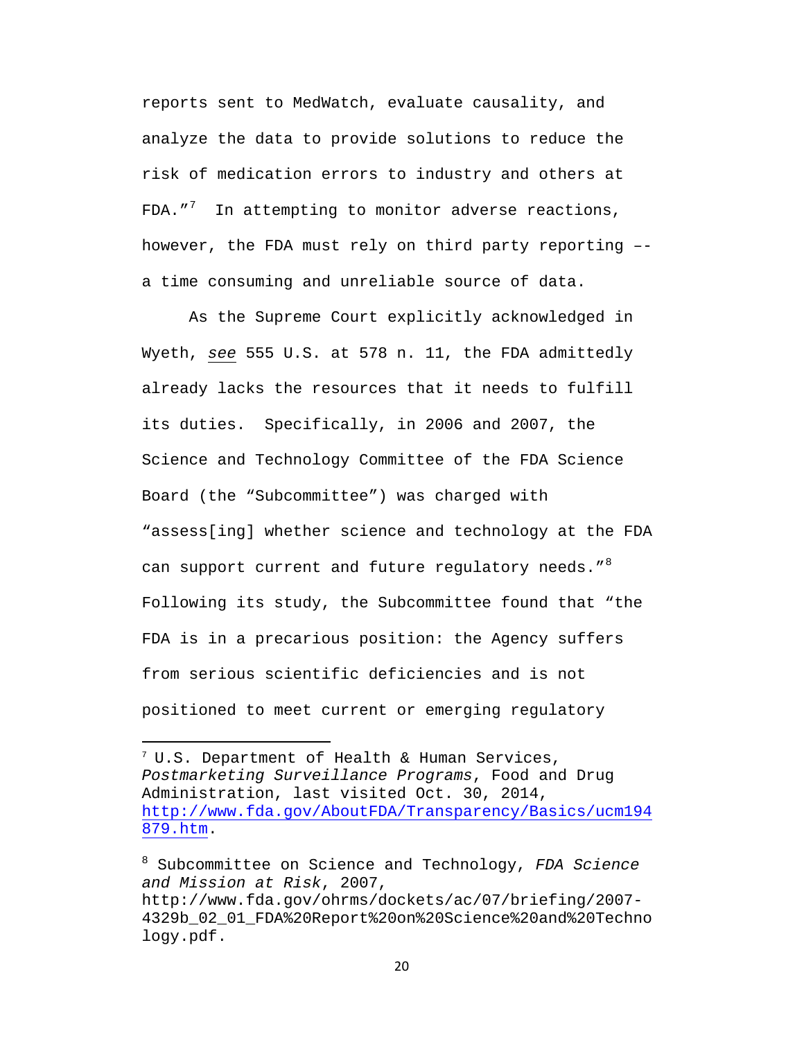reports sent to MedWatch, evaluate causality, and analyze the data to provide solutions to reduce the risk of medication errors to industry and others at FDA."[7] In attempting to monitor adverse reactions, however, the FDA must rely on third party reporting –- a time consuming and unreliable source of data.

As the Supreme Court explicitly acknowledged in Wyeth, *see* 555 U.S. at 578 n. 11, the FDA admittedly already lacks the resources that it needs to fulfill its duties. Specifically, in 2006 and 2007, the Science and Technology Committee of the FDA Science Board (the "Subcommittee") was charged with "assess[ing] whether science and technology at the FDA can support current and future regulatory needs."[8] Following its study, the Subcommittee found that "the FDA is in a precarious position: the Agency suffers from serious scientific deficiencies and is not positioned to meet current or emerging regulatory

---

[7] U.S. Department of Health & Human Services, *Postmarketing Surveillance Programs*, Food and Drug Administration, last visited Oct. 30, 2014, http://www.fda.gov/AboutFDA/Transparency/Basics/ucm194879.htm.

[8] Subcommittee on Science and Technology, *FDA Science and Mission at Risk*, 2007, http://www.fda.gov/ohrms/dockets/ac/07/briefing/2007-4329b_02_01_FDA%20Report%20on%20Science%20and%20Technology.pdf.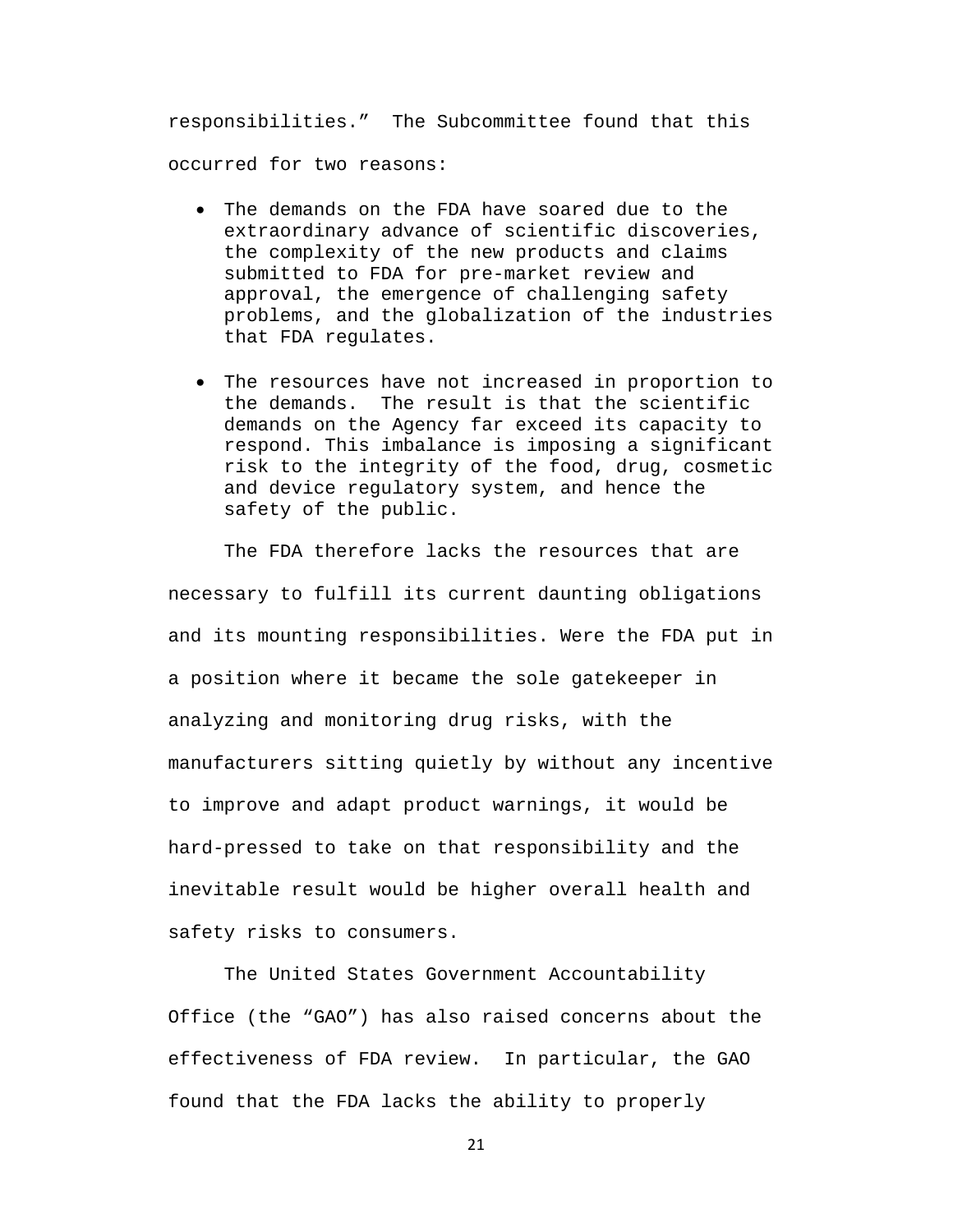responsibilities." The Subcommittee found that this occurred for two reasons:

- The demands on the FDA have soared due to the extraordinary advance of scientific discoveries, the complexity of the new products and claims submitted to FDA for pre-market review and approval, the emergence of challenging safety problems, and the globalization of the industries that FDA regulates.

- The resources have not increased in proportion to the demands. The result is that the scientific demands on the Agency far exceed its capacity to respond. This imbalance is imposing a significant risk to the integrity of the food, drug, cosmetic and device regulatory system, and hence the safety of the public.

The FDA therefore lacks the resources that are necessary to fulfill its current daunting obligations and its mounting responsibilities. Were the FDA put in a position where it became the sole gatekeeper in analyzing and monitoring drug risks, with the manufacturers sitting quietly by without any incentive to improve and adapt product warnings, it would be hard-pressed to take on that responsibility and the inevitable result would be higher overall health and safety risks to consumers.

The United States Government Accountability Office (the "GAO") has also raised concerns about the effectiveness of FDA review. In particular, the GAO found that the FDA lacks the ability to properly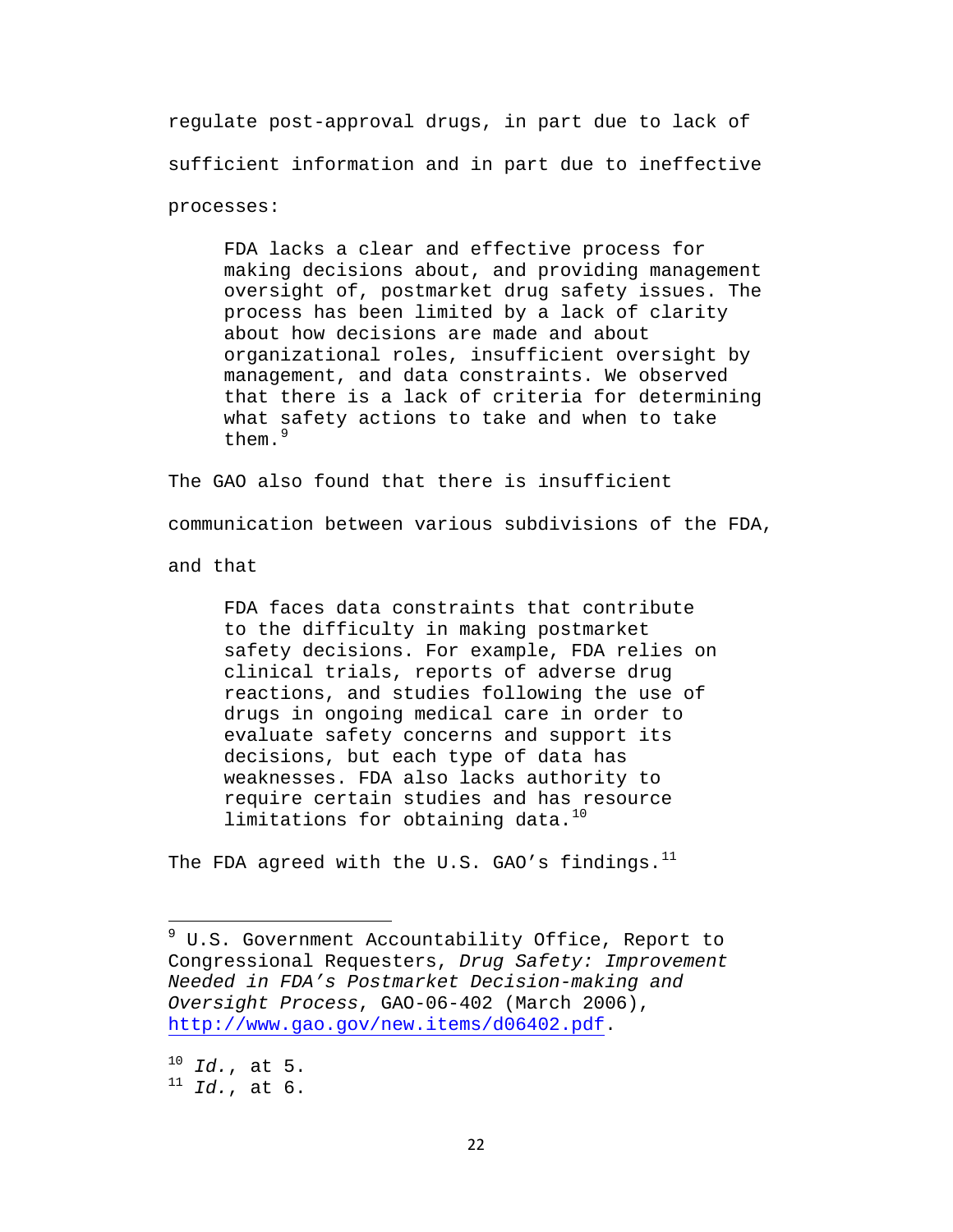regulate post-approval drugs, in part due to lack of sufficient information and in part due to ineffective processes:

> FDA lacks a clear and effective process for making decisions about, and providing management oversight of, postmarket drug safety issues. The process has been limited by a lack of clarity about how decisions are made and about organizational roles, insufficient oversight by management, and data constraints. We observed that there is a lack of criteria for determining what safety actions to take and when to take them.[9]

The GAO also found that there is insufficient communication between various subdivisions of the FDA, and that

> FDA faces data constraints that contribute to the difficulty in making postmarket safety decisions. For example, FDA relies on clinical trials, reports of adverse drug reactions, and studies following the use of drugs in ongoing medical care in order to evaluate safety concerns and support its decisions, but each type of data has weaknesses. FDA also lacks authority to require certain studies and has resource limitations for obtaining data.[10]

The FDA agreed with the U.S. GAO's findings.[11]

---

[9] U.S. Government Accountability Office, Report to Congressional Requesters, *Drug Safety: Improvement Needed in FDA's Postmarket Decision-making and Oversight Process*, GAO-06-402 (March 2006), http://www.gao.gov/new.items/d06402.pdf.

[10] *Id.*, at 5.

[11] *Id.*, at 6.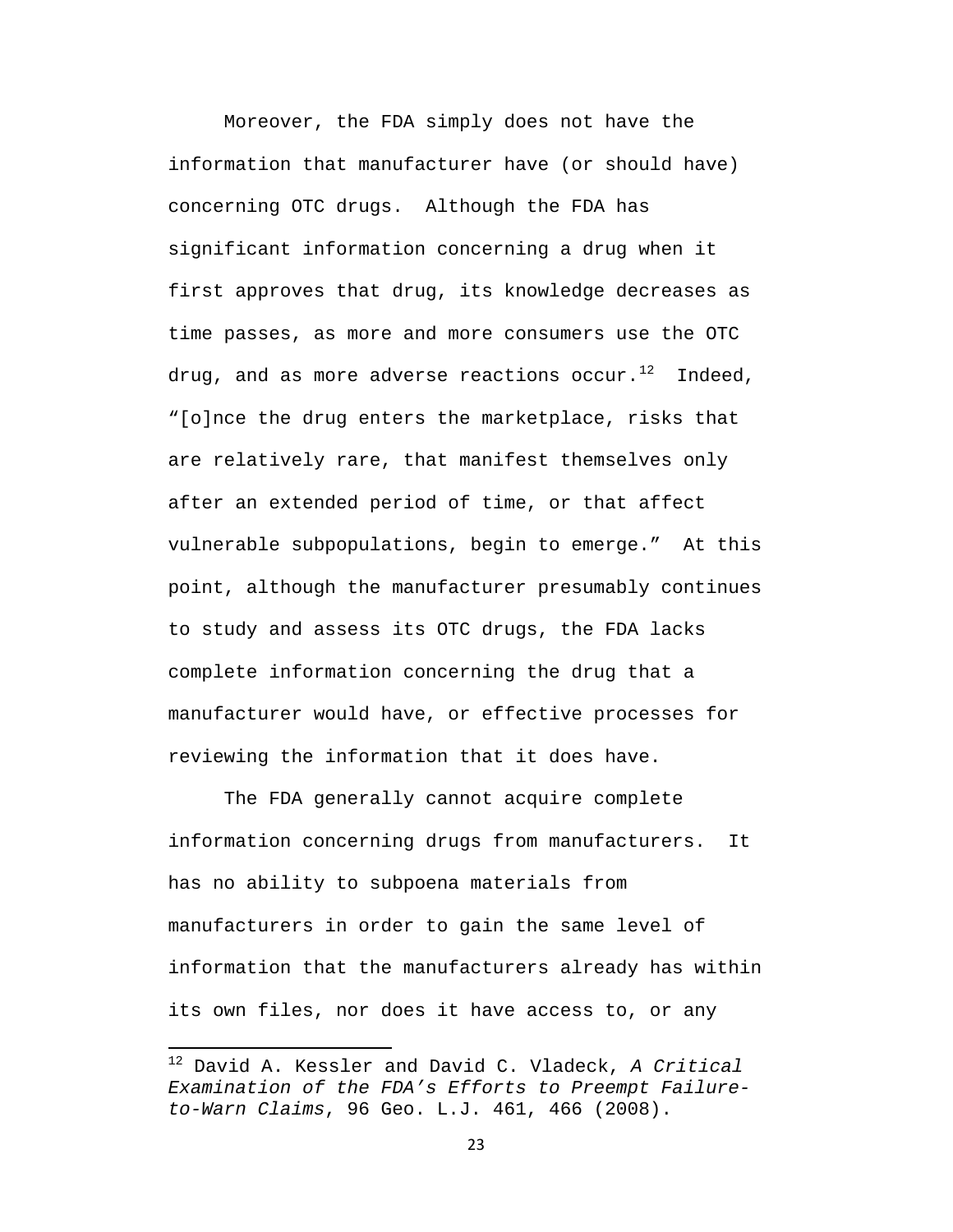Moreover, the FDA simply does not have the information that manufacturer have (or should have) concerning OTC drugs. Although the FDA has significant information concerning a drug when it first approves that drug, its knowledge decreases as time passes, as more and more consumers use the OTC drug, and as more adverse reactions occur.[12] Indeed, "[o]nce the drug enters the marketplace, risks that are relatively rare, that manifest themselves only after an extended period of time, or that affect vulnerable subpopulations, begin to emerge." At this point, although the manufacturer presumably continues to study and assess its OTC drugs, the FDA lacks complete information concerning the drug that a manufacturer would have, or effective processes for reviewing the information that it does have.

The FDA generally cannot acquire complete information concerning drugs from manufacturers. It has no ability to subpoena materials from manufacturers in order to gain the same level of information that the manufacturers already has within its own files, nor does it have access to, or any

---

[12] David A. Kessler and David C. Vladeck, *A Critical Examination of the FDA's Efforts to Preempt Failure-to-Warn Claims*, 96 Geo. L.J. 461, 466 (2008).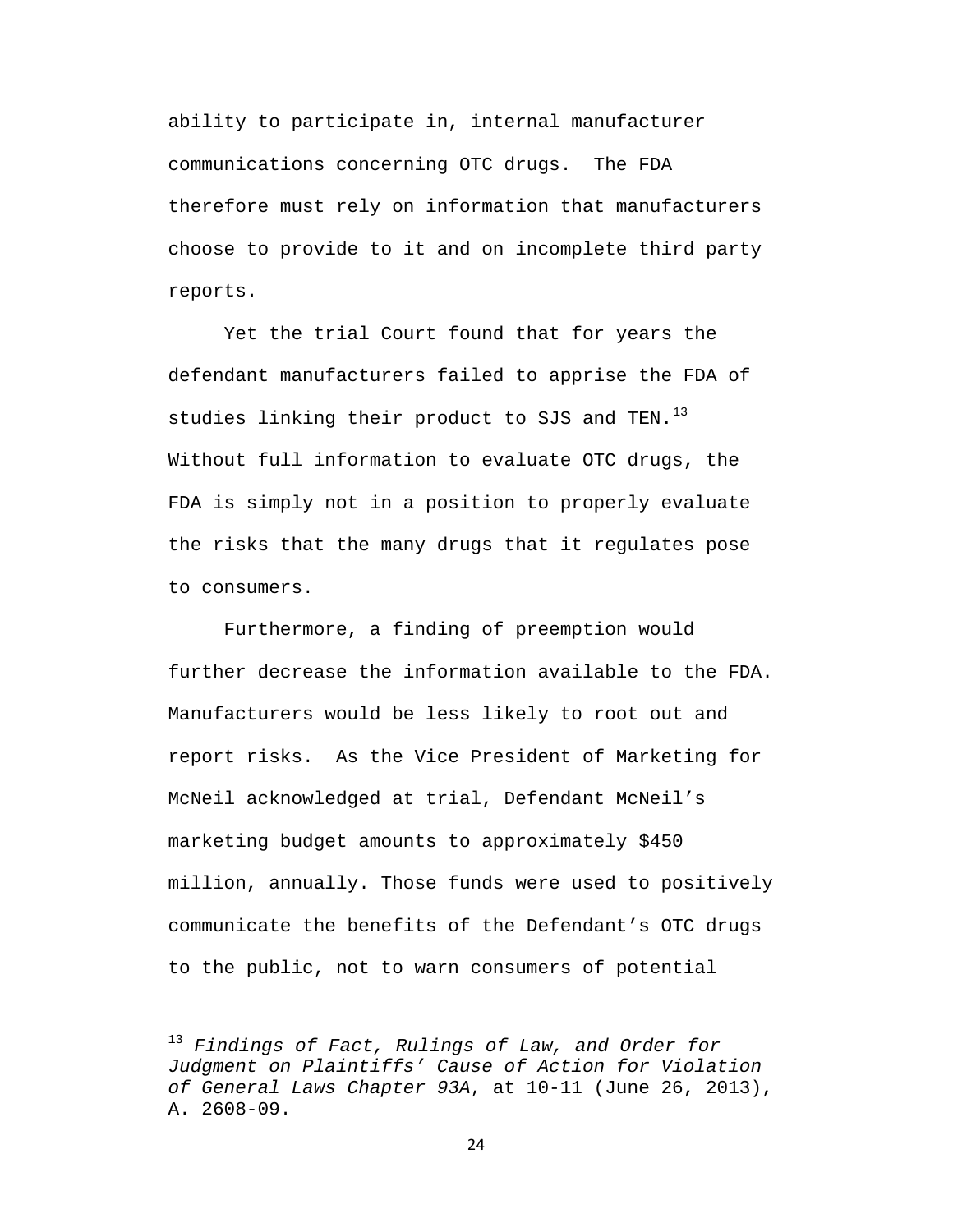ability to participate in, internal manufacturer communications concerning OTC drugs. The FDA therefore must rely on information that manufacturers choose to provide to it and on incomplete third party reports.

Yet the trial Court found that for years the defendant manufacturers failed to apprise the FDA of studies linking their product to SJS and TEN.[13] Without full information to evaluate OTC drugs, the FDA is simply not in a position to properly evaluate the risks that the many drugs that it regulates pose to consumers.

Furthermore, a finding of preemption would further decrease the information available to the FDA. Manufacturers would be less likely to root out and report risks. As the Vice President of Marketing for McNeil acknowledged at trial, Defendant McNeil's marketing budget amounts to approximately $450 million, annually. Those funds were used to positively communicate the benefits of the Defendant's OTC drugs to the public, not to warn consumers of potential

---

[13] *Findings of Fact, Rulings of Law, and Order for Judgment on Plaintiffs' Cause of Action for Violation of General Laws Chapter 93A*, at 10-11 (June 26, 2013), A. 2608-09.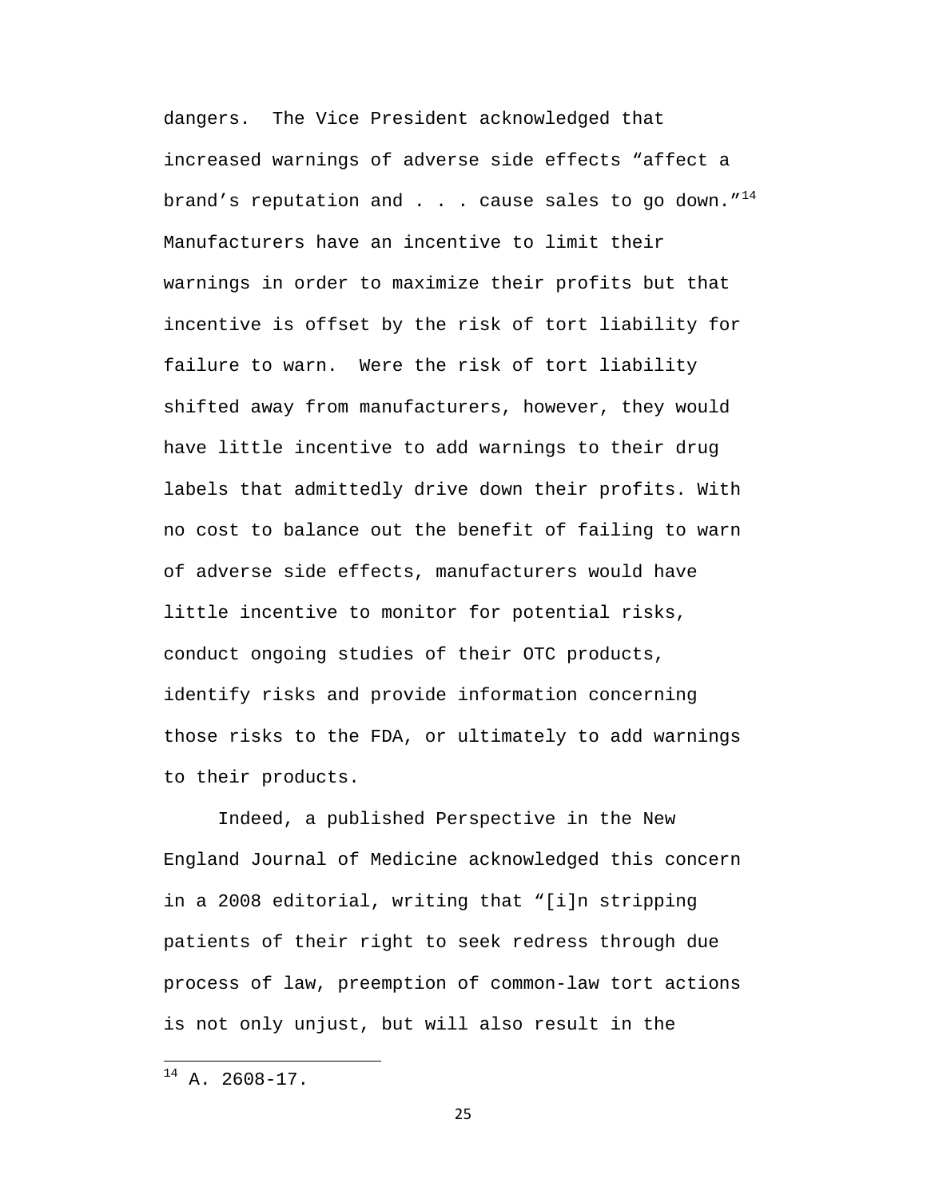dangers. The Vice President acknowledged that increased warnings of adverse side effects "affect a brand's reputation and . . . cause sales to go down."[14] Manufacturers have an incentive to limit their warnings in order to maximize their profits but that incentive is offset by the risk of tort liability for failure to warn. Were the risk of tort liability shifted away from manufacturers, however, they would have little incentive to add warnings to their drug labels that admittedly drive down their profits. With no cost to balance out the benefit of failing to warn of adverse side effects, manufacturers would have little incentive to monitor for potential risks, conduct ongoing studies of their OTC products, identify risks and provide information concerning those risks to the FDA, or ultimately to add warnings to their products.

Indeed, a published Perspective in the New England Journal of Medicine acknowledged this concern in a 2008 editorial, writing that "[i]n stripping patients of their right to seek redress through due process of law, preemption of common-law tort actions is not only unjust, but will also result in the

[14] A. 2608-17.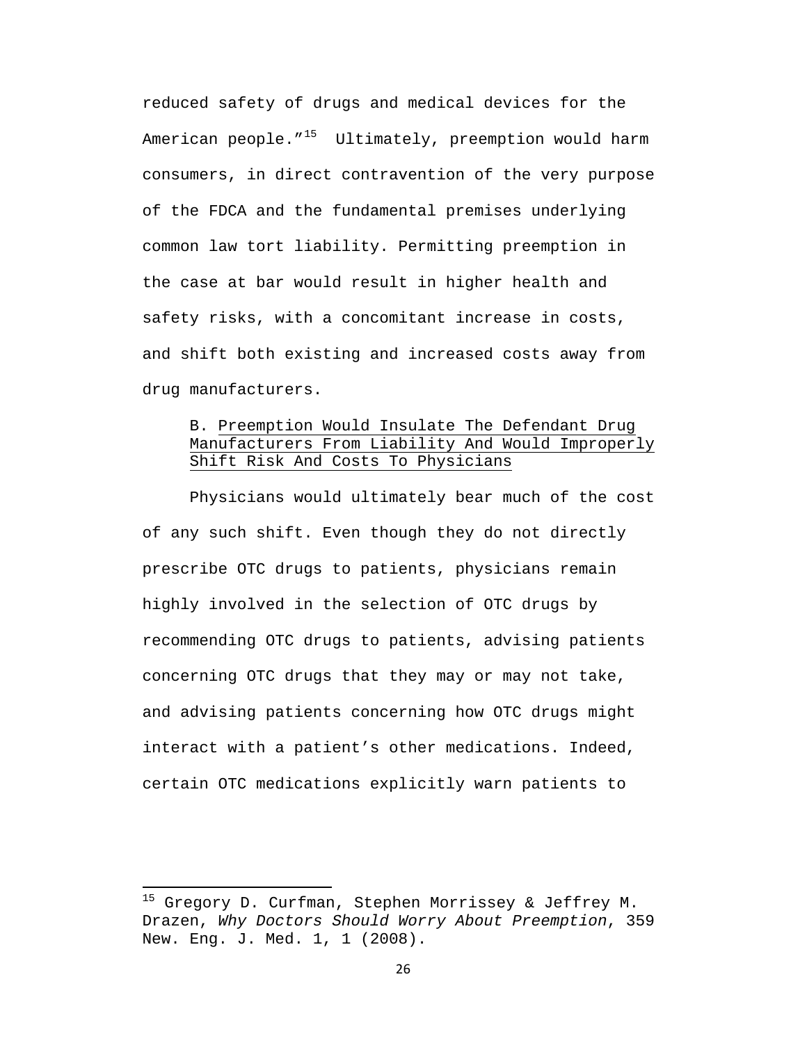reduced safety of drugs and medical devices for the American people."[15] Ultimately, preemption would harm consumers, in direct contravention of the very purpose of the FDCA and the fundamental premises underlying common law tort liability. Permitting preemption in the case at bar would result in higher health and safety risks, with a concomitant increase in costs, and shift both existing and increased costs away from drug manufacturers.

### B. Preemption Would Insulate The Defendant Drug Manufacturers From Liability And Would Improperly Shift Risk And Costs To Physicians

Physicians would ultimately bear much of the cost of any such shift. Even though they do not directly prescribe OTC drugs to patients, physicians remain highly involved in the selection of OTC drugs by recommending OTC drugs to patients, advising patients concerning OTC drugs that they may or may not take, and advising patients concerning how OTC drugs might interact with a patient's other medications. Indeed, certain OTC medications explicitly warn patients to

---

[15] Gregory D. Curfman, Stephen Morrissey & Jeffrey M. Drazen, *Why Doctors Should Worry About Preemption*, 359 New. Eng. J. Med. 1, 1 (2008).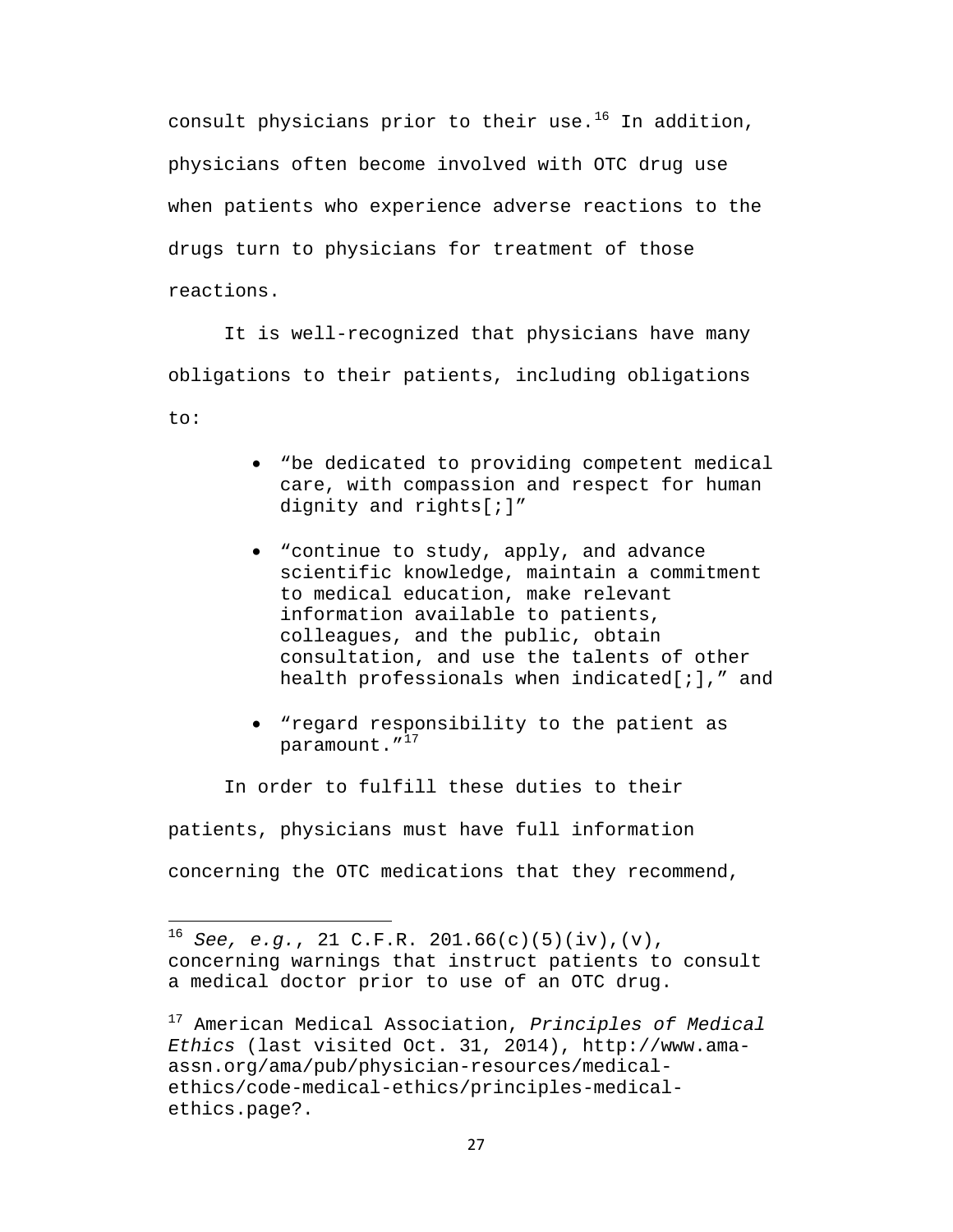consult physicians prior to their use.[16] In addition, physicians often become involved with OTC drug use when patients who experience adverse reactions to the drugs turn to physicians for treatment of those reactions.

It is well-recognized that physicians have many obligations to their patients, including obligations to:

- "be dedicated to providing competent medical care, with compassion and respect for human dignity and rights[;]"
- "continue to study, apply, and advance scientific knowledge, maintain a commitment to medical education, make relevant information available to patients, colleagues, and the public, obtain consultation, and use the talents of other health professionals when indicated[;]," and
- "regard responsibility to the patient as paramount."[17]

In order to fulfill these duties to their patients, physicians must have full information concerning the OTC medications that they recommend,

---

[16] *See, e.g.*, 21 C.F.R. 201.66(c)(5)(iv),(v), concerning warnings that instruct patients to consult a medical doctor prior to use of an OTC drug.

[17] American Medical Association, *Principles of Medical Ethics* (last visited Oct. 31, 2014), http://www.ama-assn.org/ama/pub/physician-resources/medical-ethics/code-medical-ethics/principles-medical-ethics.page?.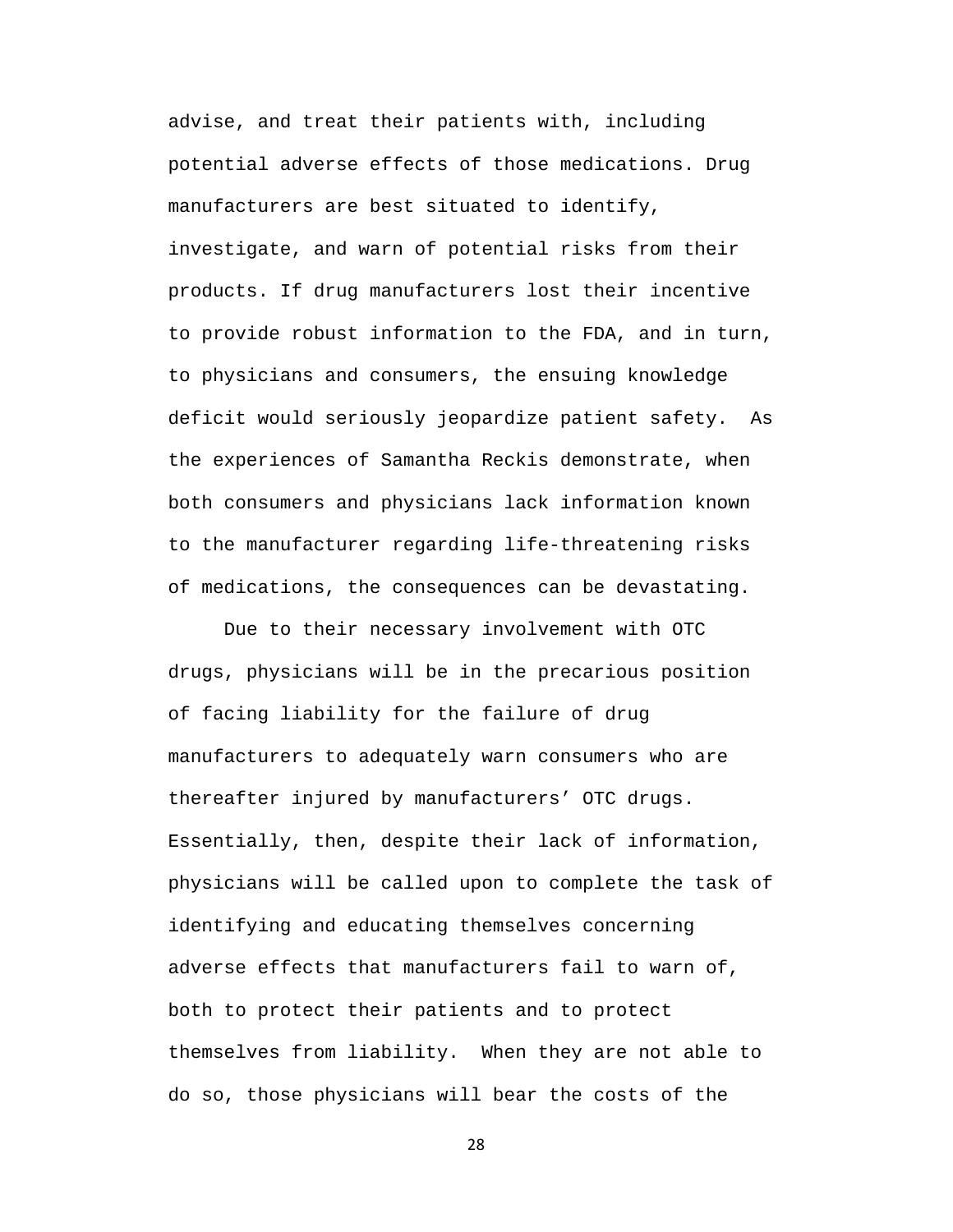advise, and treat their patients with, including potential adverse effects of those medications. Drug manufacturers are best situated to identify, investigate, and warn of potential risks from their products. If drug manufacturers lost their incentive to provide robust information to the FDA, and in turn, to physicians and consumers, the ensuing knowledge deficit would seriously jeopardize patient safety. As the experiences of Samantha Reckis demonstrate, when both consumers and physicians lack information known to the manufacturer regarding life-threatening risks of medications, the consequences can be devastating.

Due to their necessary involvement with OTC drugs, physicians will be in the precarious position of facing liability for the failure of drug manufacturers to adequately warn consumers who are thereafter injured by manufacturers’ OTC drugs. Essentially, then, despite their lack of information, physicians will be called upon to complete the task of identifying and educating themselves concerning adverse effects that manufacturers fail to warn of, both to protect their patients and to protect themselves from liability. When they are not able to do so, those physicians will bear the costs of the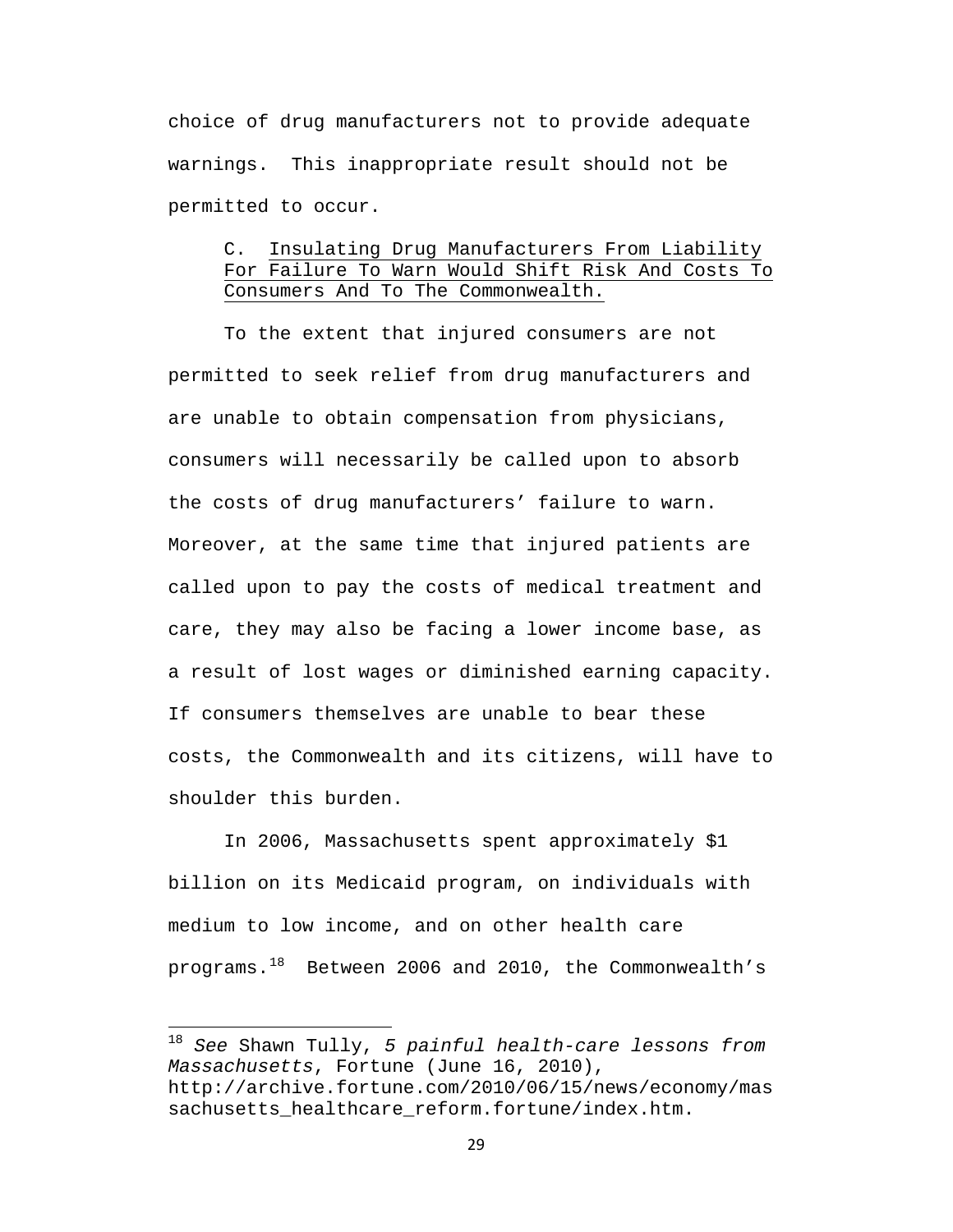choice of drug manufacturers not to provide adequate warnings. This inappropriate result should not be permitted to occur.

### C. Insulating Drug Manufacturers From Liability For Failure To Warn Would Shift Risk And Costs To Consumers And To The Commonwealth.

To the extent that injured consumers are not permitted to seek relief from drug manufacturers and are unable to obtain compensation from physicians, consumers will necessarily be called upon to absorb the costs of drug manufacturers' failure to warn. Moreover, at the same time that injured patients are called upon to pay the costs of medical treatment and care, they may also be facing a lower income base, as a result of lost wages or diminished earning capacity. If consumers themselves are unable to bear these costs, the Commonwealth and its citizens, will have to shoulder this burden.

In 2006, Massachusetts spent approximately $1 billion on its Medicaid program, on individuals with medium to low income, and on other health care programs.[18] Between 2006 and 2010, the Commonwealth's

---

[18] *See* Shawn Tully, *5 painful health-care lessons from Massachusetts*, Fortune (June 16, 2010), http://archive.fortune.com/2010/06/15/news/economy/massachusetts_healthcare_reform.fortune/index.htm.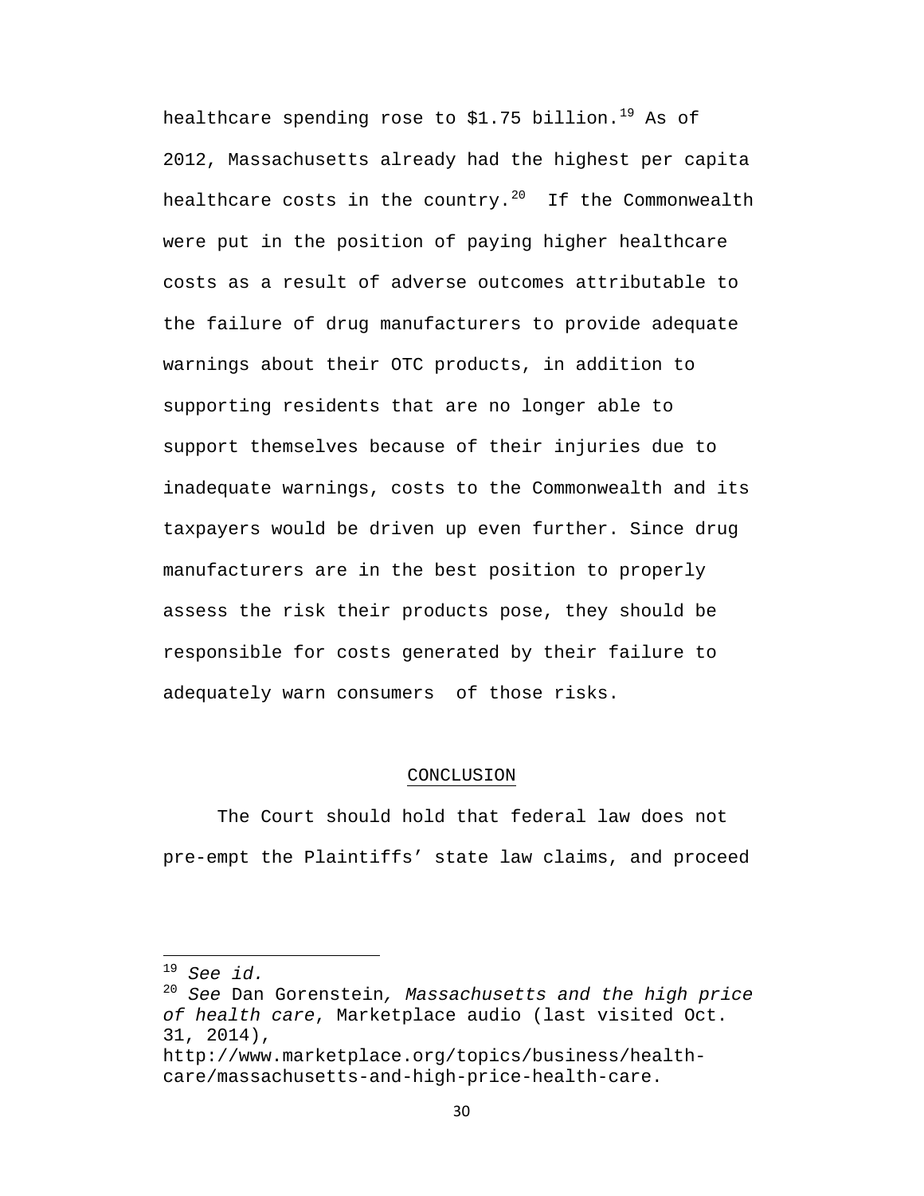healthcare spending rose to $1.75 billion.[19] As of 2012, Massachusetts already had the highest per capita healthcare costs in the country.[20] If the Commonwealth were put in the position of paying higher healthcare costs as a result of adverse outcomes attributable to the failure of drug manufacturers to provide adequate warnings about their OTC products, in addition to supporting residents that are no longer able to support themselves because of their injuries due to inadequate warnings, costs to the Commonwealth and its taxpayers would be driven up even further. Since drug manufacturers are in the best position to properly assess the risk their products pose, they should be responsible for costs generated by their failure to adequately warn consumers of those risks.

## CONCLUSION

The Court should hold that federal law does not pre-empt the Plaintiffs' state law claims, and proceed

---

[19] *See id.*

[20] *See* Dan Gorenstein*, Massachusetts and the high price of health care*, Marketplace audio (last visited Oct. 31, 2014), http://www.marketplace.org/topics/business/health-care/massachusetts-and-high-price-health-care.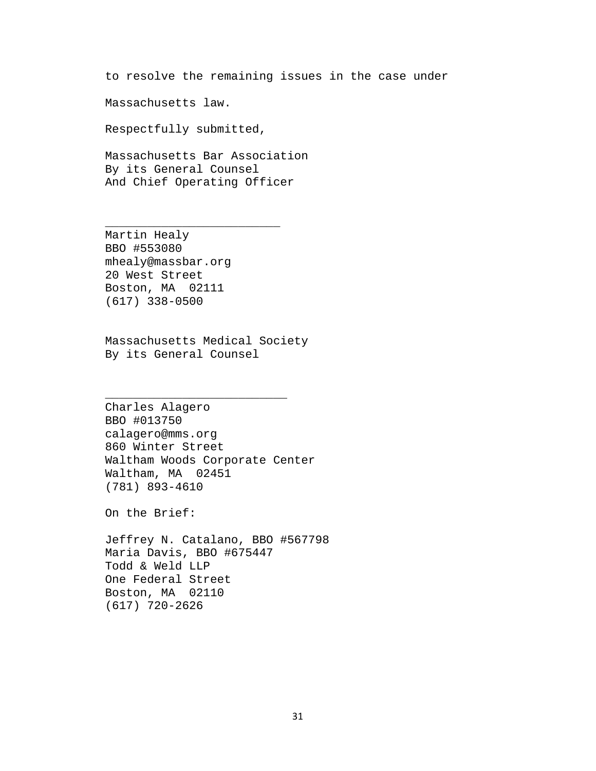to resolve the remaining issues in the case under Massachusetts law.

Respectfully submitted,

Massachusetts Bar Association
By its General Counsel
And Chief Operating Officer

_________________________
Martin Healy
BBO #553080
mhealy@massbar.org
20 West Street
Boston, MA 02111
(617) 338-0500

Massachusetts Medical Society
By its General Counsel

__________________________
Charles Alagero
BBO #013750
calagero@mms.org
860 Winter Street
Waltham Woods Corporate Center
Waltham, MA 02451
(781) 893-4610

On the Brief:

Jeffrey N. Catalano, BBO #567798
Maria Davis, BBO #675447
Todd & Weld LLP
One Federal Street
Boston, MA 02110
(617) 720-2626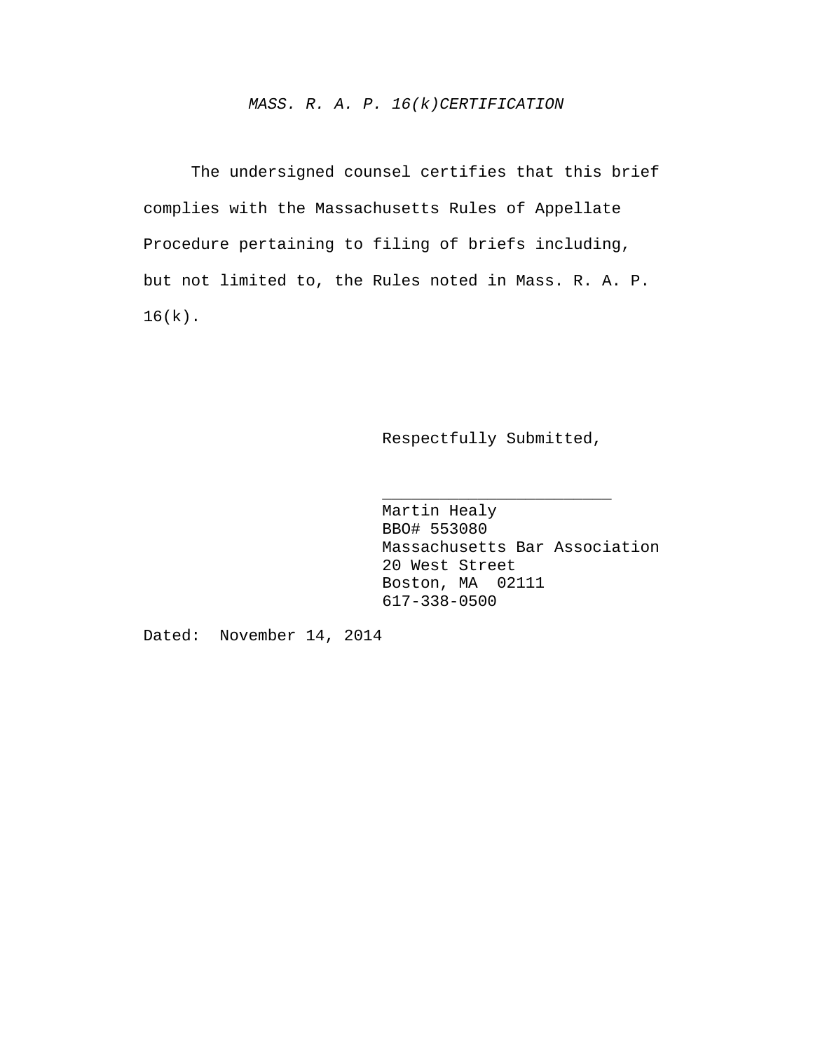*MASS. R. A. P. 16(k)CERTIFICATION*

The undersigned counsel certifies that this brief complies with the Massachusetts Rules of Appellate Procedure pertaining to filing of briefs including, but not limited to, the Rules noted in Mass. R. A. P. 16(k).

Respectfully Submitted,

\_\_\_\_\_\_\_\_\_\_\_\_\_\_\_\_\_\_\_\_\_\_\_\_

Martin Healy
BBO# 553080
Massachusetts Bar Association
20 West Street
Boston, MA 02111
617-338-0500

Dated: November 14, 2014